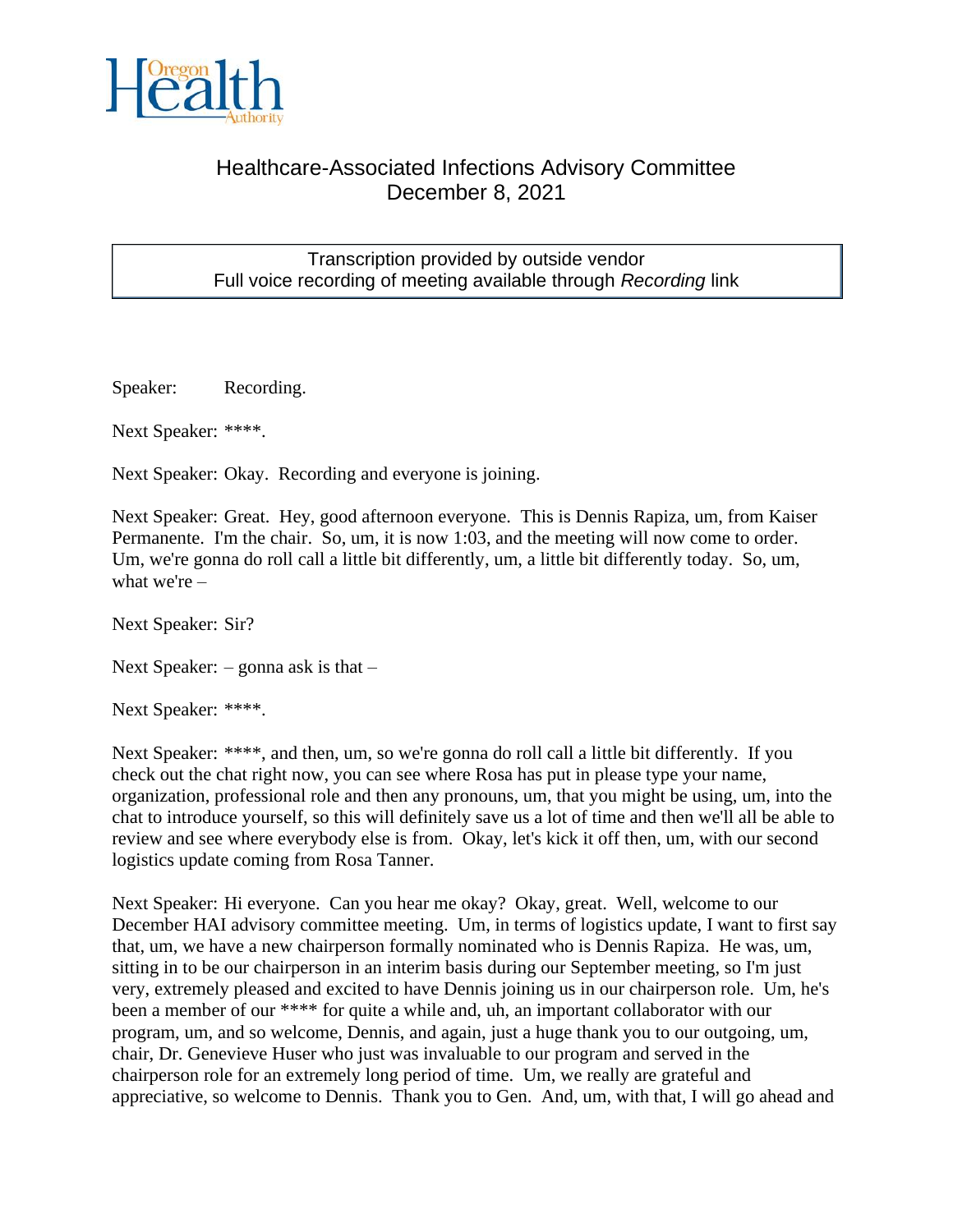# Healthcare-Associated Infections Advisory Committee
## December 8, 2021

Transcription provided by outside vendor
Full voice recording of meeting available through *Recording* link

Speaker: Recording.

Next Speaker: ****.

Next Speaker: Okay. Recording and everyone is joining.

Next Speaker: Great. Hey, good afternoon everyone. This is Dennis Rapiza, um, from Kaiser Permanente. I'm the chair. So, um, it is now 1:03, and the meeting will now come to order. Um, we're gonna do roll call a little bit differently, um, a little bit differently today. So, um, what we're –

Next Speaker: Sir?

Next Speaker: – gonna ask is that –

Next Speaker: ****.

Next Speaker: ****, and then, um, so we're gonna do roll call a little bit differently. If you check out the chat right now, you can see where Rosa has put in please type your name, organization, professional role and then any pronouns, um, that you might be using, um, into the chat to introduce yourself, so this will definitely save us a lot of time and then we'll all be able to review and see where everybody else is from. Okay, let's kick it off then, um, with our second logistics update coming from Rosa Tanner.

Next Speaker: Hi everyone. Can you hear me okay? Okay, great. Well, welcome to our December HAI advisory committee meeting. Um, in terms of logistics update, I want to first say that, um, we have a new chairperson formally nominated who is Dennis Rapiza. He was, um, sitting in to be our chairperson in an interim basis during our September meeting, so I'm just very, extremely pleased and excited to have Dennis joining us in our chairperson role. Um, he's been a member of our **** for quite a while and, uh, an important collaborator with our program, um, and so welcome, Dennis, and again, just a huge thank you to our outgoing, um, chair, Dr. Genevieve Huser who just was invaluable to our program and served in the chairperson role for an extremely long period of time. Um, we really are grateful and appreciative, so welcome to Dennis. Thank you to Gen. And, um, with that, I will go ahead and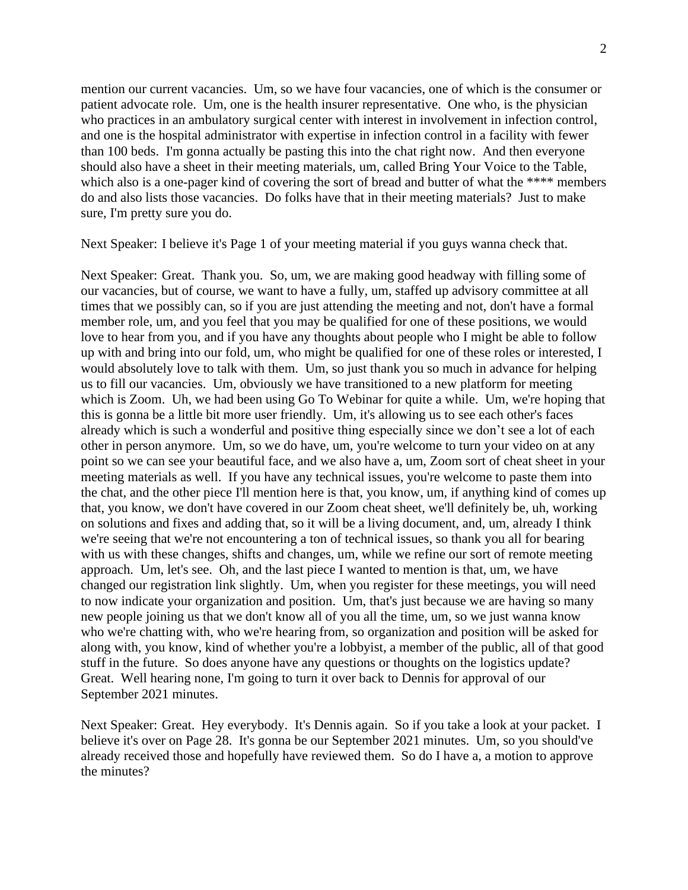mention our current vacancies. Um, so we have four vacancies, one of which is the consumer or patient advocate role. Um, one is the health insurer representative. One who, is the physician who practices in an ambulatory surgical center with interest in involvement in infection control, and one is the hospital administrator with expertise in infection control in a facility with fewer than 100 beds. I'm gonna actually be pasting this into the chat right now. And then everyone should also have a sheet in their meeting materials, um, called Bring Your Voice to the Table, which also is a one-pager kind of covering the sort of bread and butter of what the **** members do and also lists those vacancies. Do folks have that in their meeting materials? Just to make sure, I'm pretty sure you do.

Next Speaker: I believe it's Page 1 of your meeting material if you guys wanna check that.

Next Speaker: Great. Thank you. So, um, we are making good headway with filling some of our vacancies, but of course, we want to have a fully, um, staffed up advisory committee at all times that we possibly can, so if you are just attending the meeting and not, don't have a formal member role, um, and you feel that you may be qualified for one of these positions, we would love to hear from you, and if you have any thoughts about people who I might be able to follow up with and bring into our fold, um, who might be qualified for one of these roles or interested, I would absolutely love to talk with them. Um, so just thank you so much in advance for helping us to fill our vacancies. Um, obviously we have transitioned to a new platform for meeting which is Zoom. Uh, we had been using Go To Webinar for quite a while. Um, we're hoping that this is gonna be a little bit more user friendly. Um, it's allowing us to see each other's faces already which is such a wonderful and positive thing especially since we don't see a lot of each other in person anymore. Um, so we do have, um, you're welcome to turn your video on at any point so we can see your beautiful face, and we also have a, um, Zoom sort of cheat sheet in your meeting materials as well. If you have any technical issues, you're welcome to paste them into the chat, and the other piece I'll mention here is that, you know, um, if anything kind of comes up that, you know, we don't have covered in our Zoom cheat sheet, we'll definitely be, uh, working on solutions and fixes and adding that, so it will be a living document, and, um, already I think we're seeing that we're not encountering a ton of technical issues, so thank you all for bearing with us with these changes, shifts and changes, um, while we refine our sort of remote meeting approach. Um, let's see. Oh, and the last piece I wanted to mention is that, um, we have changed our registration link slightly. Um, when you register for these meetings, you will need to now indicate your organization and position. Um, that's just because we are having so many new people joining us that we don't know all of you all the time, um, so we just wanna know who we're chatting with, who we're hearing from, so organization and position will be asked for along with, you know, kind of whether you're a lobbyist, a member of the public, all of that good stuff in the future. So does anyone have any questions or thoughts on the logistics update? Great. Well hearing none, I'm going to turn it over back to Dennis for approval of our September 2021 minutes.

Next Speaker: Great. Hey everybody. It's Dennis again. So if you take a look at your packet. I believe it's over on Page 28. It's gonna be our September 2021 minutes. Um, so you should've already received those and hopefully have reviewed them. So do I have a, a motion to approve the minutes?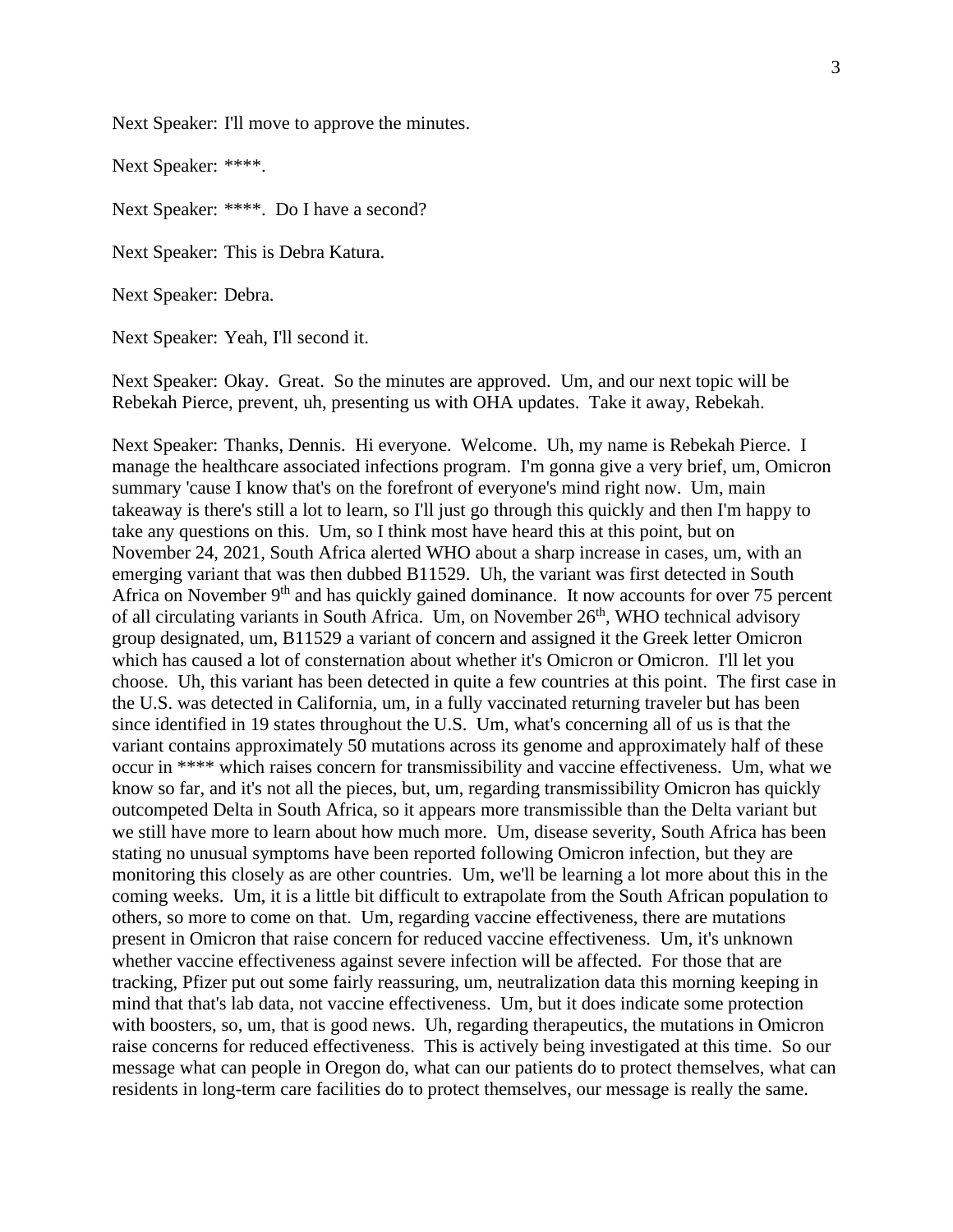Next Speaker: I'll move to approve the minutes.

Next Speaker: ****.

Next Speaker: ****. Do I have a second?

Next Speaker: This is Debra Katura.

Next Speaker: Debra.

Next Speaker: Yeah, I'll second it.

Next Speaker: Okay. Great. So the minutes are approved. Um, and our next topic will be Rebekah Pierce, prevent, uh, presenting us with OHA updates. Take it away, Rebekah.

Next Speaker: Thanks, Dennis. Hi everyone. Welcome. Uh, my name is Rebekah Pierce. I manage the healthcare associated infections program. I'm gonna give a very brief, um, Omicron summary 'cause I know that's on the forefront of everyone's mind right now. Um, main takeaway is there's still a lot to learn, so I'll just go through this quickly and then I'm happy to take any questions on this. Um, so I think most have heard this at this point, but on November 24, 2021, South Africa alerted WHO about a sharp increase in cases, um, with an emerging variant that was then dubbed B11529. Uh, the variant was first detected in South Africa on November 9th and has quickly gained dominance. It now accounts for over 75 percent of all circulating variants in South Africa. Um, on November 26th, WHO technical advisory group designated, um, B11529 a variant of concern and assigned it the Greek letter Omicron which has caused a lot of consternation about whether it's Omicron or Omicron. I'll let you choose. Uh, this variant has been detected in quite a few countries at this point. The first case in the U.S. was detected in California, um, in a fully vaccinated returning traveler but has been since identified in 19 states throughout the U.S. Um, what's concerning all of us is that the variant contains approximately 50 mutations across its genome and approximately half of these occur in **** which raises concern for transmissibility and vaccine effectiveness. Um, what we know so far, and it's not all the pieces, but, um, regarding transmissibility Omicron has quickly outcompeted Delta in South Africa, so it appears more transmissible than the Delta variant but we still have more to learn about how much more. Um, disease severity, South Africa has been stating no unusual symptoms have been reported following Omicron infection, but they are monitoring this closely as are other countries. Um, we'll be learning a lot more about this in the coming weeks. Um, it is a little bit difficult to extrapolate from the South African population to others, so more to come on that. Um, regarding vaccine effectiveness, there are mutations present in Omicron that raise concern for reduced vaccine effectiveness. Um, it's unknown whether vaccine effectiveness against severe infection will be affected. For those that are tracking, Pfizer put out some fairly reassuring, um, neutralization data this morning keeping in mind that that's lab data, not vaccine effectiveness. Um, but it does indicate some protection with boosters, so, um, that is good news. Uh, regarding therapeutics, the mutations in Omicron raise concerns for reduced effectiveness. This is actively being investigated at this time. So our message what can people in Oregon do, what can our patients do to protect themselves, what can residents in long-term care facilities do to protect themselves, our message is really the same.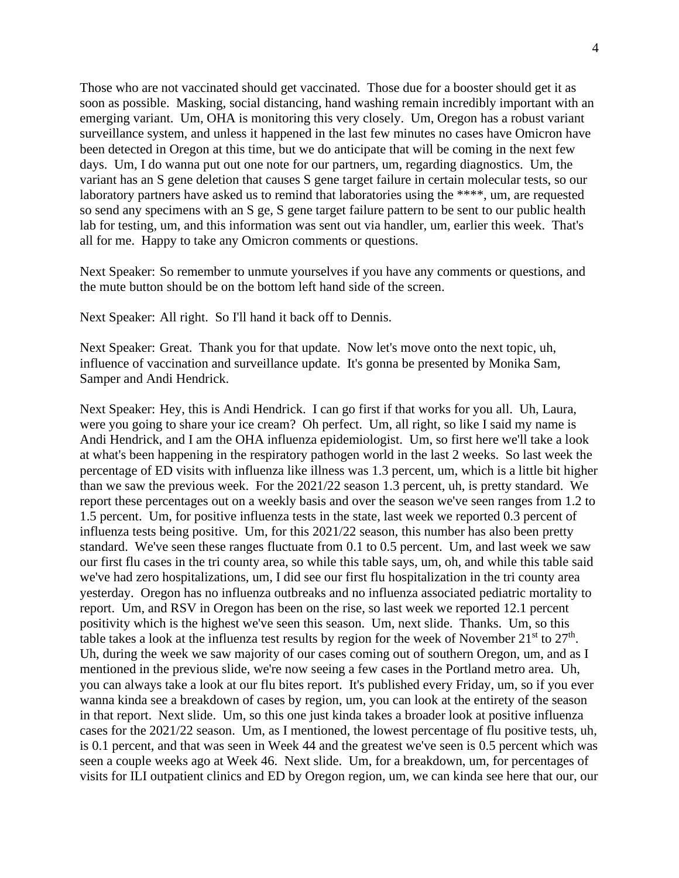Those who are not vaccinated should get vaccinated. Those due for a booster should get it as soon as possible. Masking, social distancing, hand washing remain incredibly important with an emerging variant. Um, OHA is monitoring this very closely. Um, Oregon has a robust variant surveillance system, and unless it happened in the last few minutes no cases have Omicron have been detected in Oregon at this time, but we do anticipate that will be coming in the next few days. Um, I do wanna put out one note for our partners, um, regarding diagnostics. Um, the variant has an S gene deletion that causes S gene target failure in certain molecular tests, so our laboratory partners have asked us to remind that laboratories using the ****, um, are requested so send any specimens with an S ge, S gene target failure pattern to be sent to our public health lab for testing, um, and this information was sent out via handler, um, earlier this week. That's all for me. Happy to take any Omicron comments or questions.

Next Speaker: So remember to unmute yourselves if you have any comments or questions, and the mute button should be on the bottom left hand side of the screen.

Next Speaker: All right. So I'll hand it back off to Dennis.

Next Speaker: Great. Thank you for that update. Now let's move onto the next topic, uh, influence of vaccination and surveillance update. It's gonna be presented by Monika Sam, Samper and Andi Hendrick.

Next Speaker: Hey, this is Andi Hendrick. I can go first if that works for you all. Uh, Laura, were you going to share your ice cream? Oh perfect. Um, all right, so like I said my name is Andi Hendrick, and I am the OHA influenza epidemiologist. Um, so first here we'll take a look at what's been happening in the respiratory pathogen world in the last 2 weeks. So last week the percentage of ED visits with influenza like illness was 1.3 percent, um, which is a little bit higher than we saw the previous week. For the 2021/22 season 1.3 percent, uh, is pretty standard. We report these percentages out on a weekly basis and over the season we've seen ranges from 1.2 to 1.5 percent. Um, for positive influenza tests in the state, last week we reported 0.3 percent of influenza tests being positive. Um, for this 2021/22 season, this number has also been pretty standard. We've seen these ranges fluctuate from 0.1 to 0.5 percent. Um, and last week we saw our first flu cases in the tri county area, so while this table says, um, oh, and while this table said we've had zero hospitalizations, um, I did see our first flu hospitalization in the tri county area yesterday. Oregon has no influenza outbreaks and no influenza associated pediatric mortality to report. Um, and RSV in Oregon has been on the rise, so last week we reported 12.1 percent positivity which is the highest we've seen this season. Um, next slide. Thanks. Um, so this table takes a look at the influenza test results by region for the week of November 21st to 27th. Uh, during the week we saw majority of our cases coming out of southern Oregon, um, and as I mentioned in the previous slide, we're now seeing a few cases in the Portland metro area. Uh, you can always take a look at our flu bites report. It's published every Friday, um, so if you ever wanna kinda see a breakdown of cases by region, um, you can look at the entirety of the season in that report. Next slide. Um, so this one just kinda takes a broader look at positive influenza cases for the 2021/22 season. Um, as I mentioned, the lowest percentage of flu positive tests, uh, is 0.1 percent, and that was seen in Week 44 and the greatest we've seen is 0.5 percent which was seen a couple weeks ago at Week 46. Next slide. Um, for a breakdown, um, for percentages of visits for ILI outpatient clinics and ED by Oregon region, um, we can kinda see here that our, our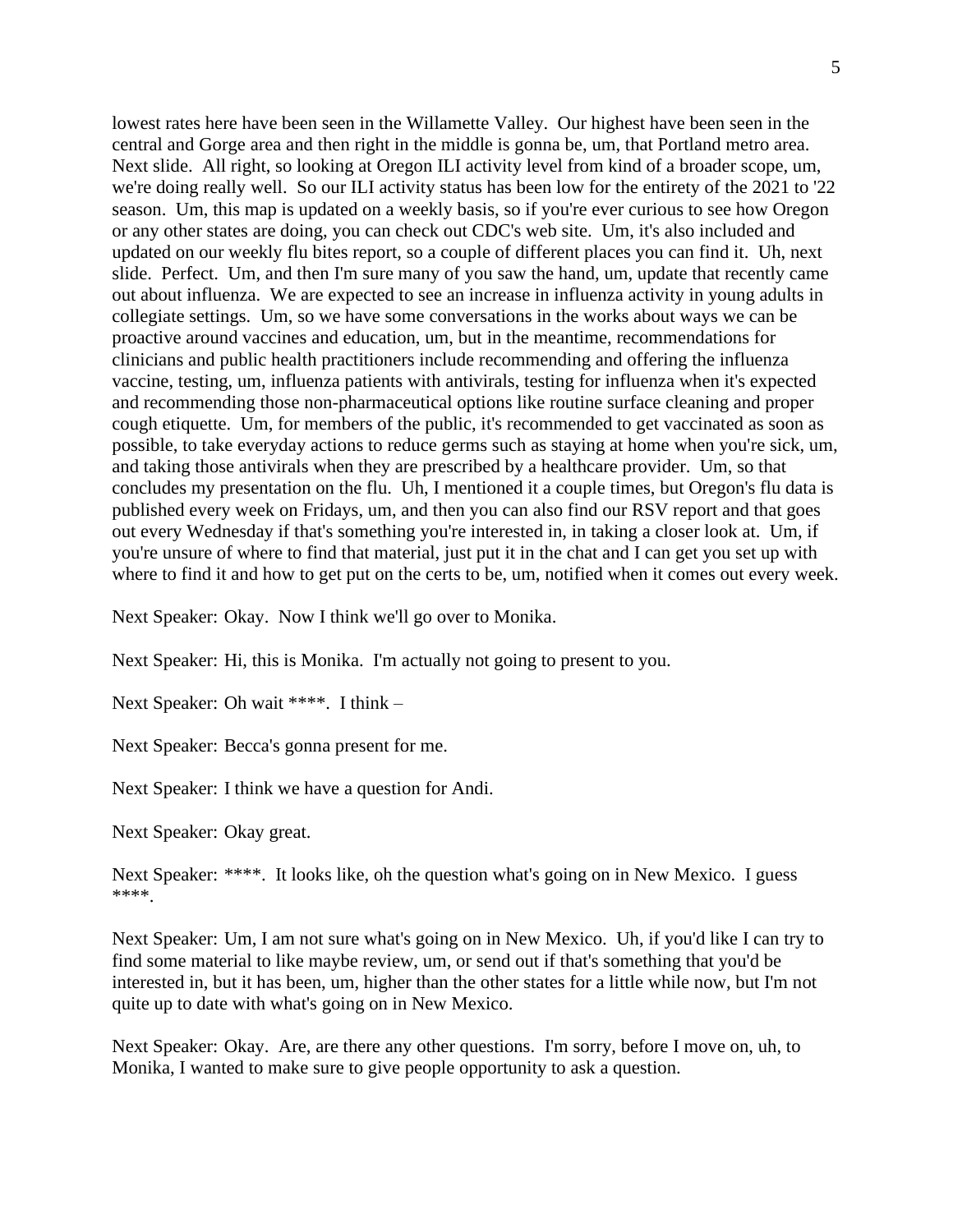lowest rates here have been seen in the Willamette Valley. Our highest have been seen in the central and Gorge area and then right in the middle is gonna be, um, that Portland metro area. Next slide. All right, so looking at Oregon ILI activity level from kind of a broader scope, um, we're doing really well. So our ILI activity status has been low for the entirety of the 2021 to '22 season. Um, this map is updated on a weekly basis, so if you're ever curious to see how Oregon or any other states are doing, you can check out CDC's web site. Um, it's also included and updated on our weekly flu bites report, so a couple of different places you can find it. Uh, next slide. Perfect. Um, and then I'm sure many of you saw the hand, um, update that recently came out about influenza. We are expected to see an increase in influenza activity in young adults in collegiate settings. Um, so we have some conversations in the works about ways we can be proactive around vaccines and education, um, but in the meantime, recommendations for clinicians and public health practitioners include recommending and offering the influenza vaccine, testing, um, influenza patients with antivirals, testing for influenza when it's expected and recommending those non-pharmaceutical options like routine surface cleaning and proper cough etiquette. Um, for members of the public, it's recommended to get vaccinated as soon as possible, to take everyday actions to reduce germs such as staying at home when you're sick, um, and taking those antivirals when they are prescribed by a healthcare provider. Um, so that concludes my presentation on the flu. Uh, I mentioned it a couple times, but Oregon's flu data is published every week on Fridays, um, and then you can also find our RSV report and that goes out every Wednesday if that's something you're interested in, in taking a closer look at. Um, if you're unsure of where to find that material, just put it in the chat and I can get you set up with where to find it and how to get put on the certs to be, um, notified when it comes out every week.

Next Speaker: Okay. Now I think we'll go over to Monika.

Next Speaker: Hi, this is Monika. I'm actually not going to present to you.

Next Speaker: Oh wait ****. I think –

Next Speaker: Becca's gonna present for me.

Next Speaker: I think we have a question for Andi.

Next Speaker: Okay great.

Next Speaker: ****. It looks like, oh the question what's going on in New Mexico. I guess ****.

Next Speaker: Um, I am not sure what's going on in New Mexico. Uh, if you'd like I can try to find some material to like maybe review, um, or send out if that's something that you'd be interested in, but it has been, um, higher than the other states for a little while now, but I'm not quite up to date with what's going on in New Mexico.

Next Speaker: Okay. Are, are there any other questions. I'm sorry, before I move on, uh, to Monika, I wanted to make sure to give people opportunity to ask a question.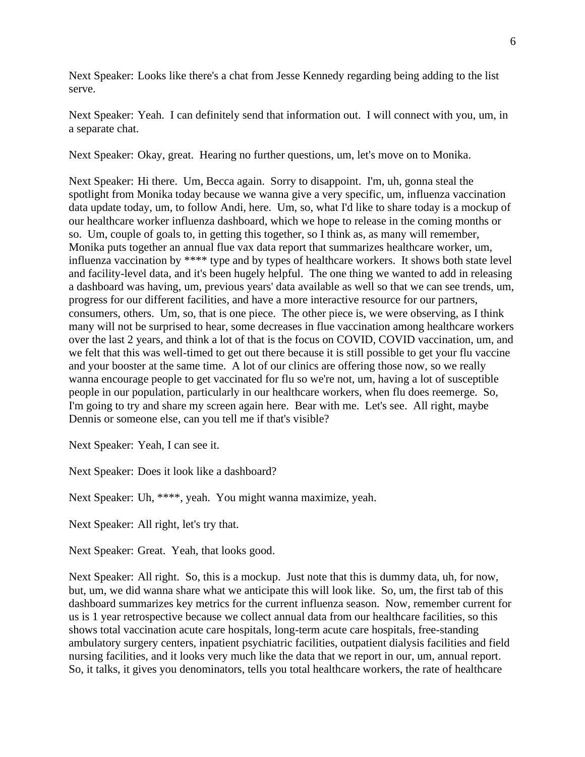Next Speaker: Looks like there's a chat from Jesse Kennedy regarding being adding to the list serve.

Next Speaker: Yeah. I can definitely send that information out. I will connect with you, um, in a separate chat.

Next Speaker: Okay, great. Hearing no further questions, um, let's move on to Monika.

Next Speaker: Hi there. Um, Becca again. Sorry to disappoint. I'm, uh, gonna steal the spotlight from Monika today because we wanna give a very specific, um, influenza vaccination data update today, um, to follow Andi, here. Um, so, what I'd like to share today is a mockup of our healthcare worker influenza dashboard, which we hope to release in the coming months or so. Um, couple of goals to, in getting this together, so I think as, as many will remember, Monika puts together an annual flue vax data report that summarizes healthcare worker, um, influenza vaccination by **** type and by types of healthcare workers. It shows both state level and facility-level data, and it's been hugely helpful. The one thing we wanted to add in releasing a dashboard was having, um, previous years' data available as well so that we can see trends, um, progress for our different facilities, and have a more interactive resource for our partners, consumers, others. Um, so, that is one piece. The other piece is, we were observing, as I think many will not be surprised to hear, some decreases in flue vaccination among healthcare workers over the last 2 years, and think a lot of that is the focus on COVID, COVID vaccination, um, and we felt that this was well-timed to get out there because it is still possible to get your flu vaccine and your booster at the same time. A lot of our clinics are offering those now, so we really wanna encourage people to get vaccinated for flu so we're not, um, having a lot of susceptible people in our population, particularly in our healthcare workers, when flu does reemerge. So, I'm going to try and share my screen again here. Bear with me. Let's see. All right, maybe Dennis or someone else, can you tell me if that's visible?

Next Speaker: Yeah, I can see it.

Next Speaker: Does it look like a dashboard?

Next Speaker: Uh, ****, yeah. You might wanna maximize, yeah.

Next Speaker: All right, let's try that.

Next Speaker: Great. Yeah, that looks good.

Next Speaker: All right. So, this is a mockup. Just note that this is dummy data, uh, for now, but, um, we did wanna share what we anticipate this will look like. So, um, the first tab of this dashboard summarizes key metrics for the current influenza season. Now, remember current for us is 1 year retrospective because we collect annual data from our healthcare facilities, so this shows total vaccination acute care hospitals, long-term acute care hospitals, free-standing ambulatory surgery centers, inpatient psychiatric facilities, outpatient dialysis facilities and field nursing facilities, and it looks very much like the data that we report in our, um, annual report. So, it talks, it gives you denominators, tells you total healthcare workers, the rate of healthcare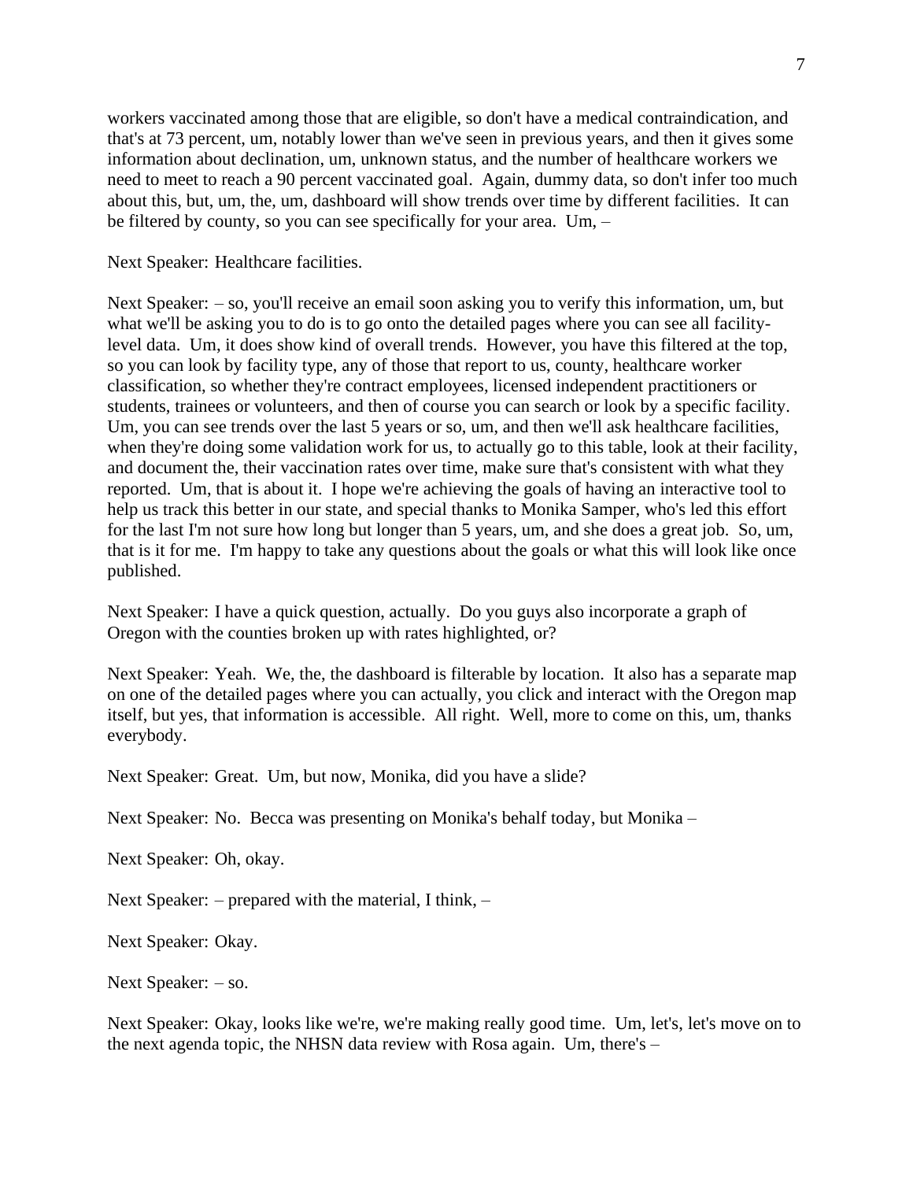workers vaccinated among those that are eligible, so don't have a medical contraindication, and that's at 73 percent, um, notably lower than we've seen in previous years, and then it gives some information about declination, um, unknown status, and the number of healthcare workers we need to meet to reach a 90 percent vaccinated goal. Again, dummy data, so don't infer too much about this, but, um, the, um, dashboard will show trends over time by different facilities. It can be filtered by county, so you can see specifically for your area. Um, –

Next Speaker: Healthcare facilities.

Next Speaker: – so, you'll receive an email soon asking you to verify this information, um, but what we'll be asking you to do is to go onto the detailed pages where you can see all facility-level data. Um, it does show kind of overall trends. However, you have this filtered at the top, so you can look by facility type, any of those that report to us, county, healthcare worker classification, so whether they're contract employees, licensed independent practitioners or students, trainees or volunteers, and then of course you can search or look by a specific facility. Um, you can see trends over the last 5 years or so, um, and then we'll ask healthcare facilities, when they're doing some validation work for us, to actually go to this table, look at their facility, and document the, their vaccination rates over time, make sure that's consistent with what they reported. Um, that is about it. I hope we're achieving the goals of having an interactive tool to help us track this better in our state, and special thanks to Monika Samper, who's led this effort for the last I'm not sure how long but longer than 5 years, um, and she does a great job. So, um, that is it for me. I'm happy to take any questions about the goals or what this will look like once published.

Next Speaker: I have a quick question, actually. Do you guys also incorporate a graph of Oregon with the counties broken up with rates highlighted, or?

Next Speaker: Yeah. We, the, the dashboard is filterable by location. It also has a separate map on one of the detailed pages where you can actually, you click and interact with the Oregon map itself, but yes, that information is accessible. All right. Well, more to come on this, um, thanks everybody.

Next Speaker: Great. Um, but now, Monika, did you have a slide?

Next Speaker: No. Becca was presenting on Monika's behalf today, but Monika –

Next Speaker: Oh, okay.

Next Speaker: – prepared with the material, I think, –

Next Speaker: Okay.

Next Speaker: – so.

Next Speaker: Okay, looks like we're, we're making really good time. Um, let's, let's move on to the next agenda topic, the NHSN data review with Rosa again. Um, there's –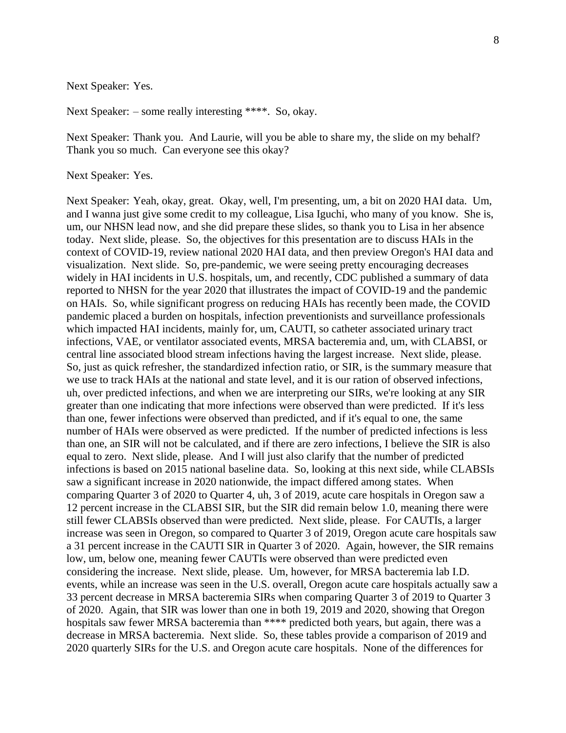Next Speaker: Yes.

Next Speaker: – some really interesting ****. So, okay.

Next Speaker: Thank you. And Laurie, will you be able to share my, the slide on my behalf? Thank you so much. Can everyone see this okay?

Next Speaker: Yes.

Next Speaker: Yeah, okay, great. Okay, well, I'm presenting, um, a bit on 2020 HAI data. Um, and I wanna just give some credit to my colleague, Lisa Iguchi, who many of you know. She is, um, our NHSN lead now, and she did prepare these slides, so thank you to Lisa in her absence today. Next slide, please. So, the objectives for this presentation are to discuss HAIs in the context of COVID-19, review national 2020 HAI data, and then preview Oregon's HAI data and visualization. Next slide. So, pre-pandemic, we were seeing pretty encouraging decreases widely in HAI incidents in U.S. hospitals, um, and recently, CDC published a summary of data reported to NHSN for the year 2020 that illustrates the impact of COVID-19 and the pandemic on HAIs. So, while significant progress on reducing HAIs has recently been made, the COVID pandemic placed a burden on hospitals, infection preventionists and surveillance professionals which impacted HAI incidents, mainly for, um, CAUTI, so catheter associated urinary tract infections, VAE, or ventilator associated events, MRSA bacteremia and, um, with CLABSI, or central line associated blood stream infections having the largest increase. Next slide, please. So, just as quick refresher, the standardized infection ratio, or SIR, is the summary measure that we use to track HAIs at the national and state level, and it is our ration of observed infections, uh, over predicted infections, and when we are interpreting our SIRs, we're looking at any SIR greater than one indicating that more infections were observed than were predicted. If it's less than one, fewer infections were observed than predicted, and if it's equal to one, the same number of HAIs were observed as were predicted. If the number of predicted infections is less than one, an SIR will not be calculated, and if there are zero infections, I believe the SIR is also equal to zero. Next slide, please. And I will just also clarify that the number of predicted infections is based on 2015 national baseline data. So, looking at this next side, while CLABSIs saw a significant increase in 2020 nationwide, the impact differed among states. When comparing Quarter 3 of 2020 to Quarter 4, uh, 3 of 2019, acute care hospitals in Oregon saw a 12 percent increase in the CLABSI SIR, but the SIR did remain below 1.0, meaning there were still fewer CLABSIs observed than were predicted. Next slide, please. For CAUTIs, a larger increase was seen in Oregon, so compared to Quarter 3 of 2019, Oregon acute care hospitals saw a 31 percent increase in the CAUTI SIR in Quarter 3 of 2020. Again, however, the SIR remains low, um, below one, meaning fewer CAUTIs were observed than were predicted even considering the increase. Next slide, please. Um, however, for MRSA bacteremia lab I.D. events, while an increase was seen in the U.S. overall, Oregon acute care hospitals actually saw a 33 percent decrease in MRSA bacteremia SIRs when comparing Quarter 3 of 2019 to Quarter 3 of 2020. Again, that SIR was lower than one in both 19, 2019 and 2020, showing that Oregon hospitals saw fewer MRSA bacteremia than **** predicted both years, but again, there was a decrease in MRSA bacteremia. Next slide. So, these tables provide a comparison of 2019 and 2020 quarterly SIRs for the U.S. and Oregon acute care hospitals. None of the differences for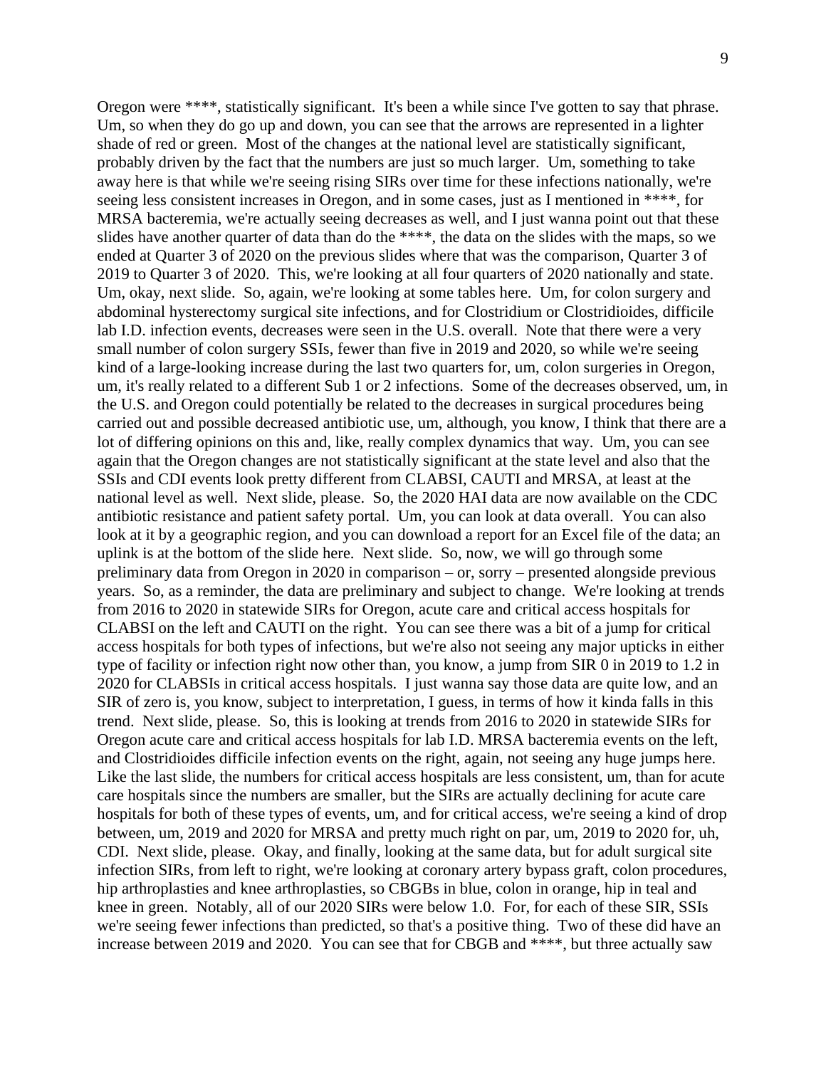Oregon were ****, statistically significant. It's been a while since I've gotten to say that phrase. Um, so when they do go up and down, you can see that the arrows are represented in a lighter shade of red or green. Most of the changes at the national level are statistically significant, probably driven by the fact that the numbers are just so much larger. Um, something to take away here is that while we're seeing rising SIRs over time for these infections nationally, we're seeing less consistent increases in Oregon, and in some cases, just as I mentioned in ****, for MRSA bacteremia, we're actually seeing decreases as well, and I just wanna point out that these slides have another quarter of data than do the ****, the data on the slides with the maps, so we ended at Quarter 3 of 2020 on the previous slides where that was the comparison, Quarter 3 of 2019 to Quarter 3 of 2020. This, we're looking at all four quarters of 2020 nationally and state. Um, okay, next slide. So, again, we're looking at some tables here. Um, for colon surgery and abdominal hysterectomy surgical site infections, and for Clostridium or Clostridioides, difficile lab I.D. infection events, decreases were seen in the U.S. overall. Note that there were a very small number of colon surgery SSIs, fewer than five in 2019 and 2020, so while we're seeing kind of a large-looking increase during the last two quarters for, um, colon surgeries in Oregon, um, it's really related to a different Sub 1 or 2 infections. Some of the decreases observed, um, in the U.S. and Oregon could potentially be related to the decreases in surgical procedures being carried out and possible decreased antibiotic use, um, although, you know, I think that there are a lot of differing opinions on this and, like, really complex dynamics that way. Um, you can see again that the Oregon changes are not statistically significant at the state level and also that the SSIs and CDI events look pretty different from CLABSI, CAUTI and MRSA, at least at the national level as well. Next slide, please. So, the 2020 HAI data are now available on the CDC antibiotic resistance and patient safety portal. Um, you can look at data overall. You can also look at it by a geographic region, and you can download a report for an Excel file of the data; an uplink is at the bottom of the slide here. Next slide. So, now, we will go through some preliminary data from Oregon in 2020 in comparison – or, sorry – presented alongside previous years. So, as a reminder, the data are preliminary and subject to change. We're looking at trends from 2016 to 2020 in statewide SIRs for Oregon, acute care and critical access hospitals for CLABSI on the left and CAUTI on the right. You can see there was a bit of a jump for critical access hospitals for both types of infections, but we're also not seeing any major upticks in either type of facility or infection right now other than, you know, a jump from SIR 0 in 2019 to 1.2 in 2020 for CLABSIs in critical access hospitals. I just wanna say those data are quite low, and an SIR of zero is, you know, subject to interpretation, I guess, in terms of how it kinda falls in this trend. Next slide, please. So, this is looking at trends from 2016 to 2020 in statewide SIRs for Oregon acute care and critical access hospitals for lab I.D. MRSA bacteremia events on the left, and Clostridioides difficile infection events on the right, again, not seeing any huge jumps here. Like the last slide, the numbers for critical access hospitals are less consistent, um, than for acute care hospitals since the numbers are smaller, but the SIRs are actually declining for acute care hospitals for both of these types of events, um, and for critical access, we're seeing a kind of drop between, um, 2019 and 2020 for MRSA and pretty much right on par, um, 2019 to 2020 for, uh, CDI. Next slide, please. Okay, and finally, looking at the same data, but for adult surgical site infection SIRs, from left to right, we're looking at coronary artery bypass graft, colon procedures, hip arthroplasties and knee arthroplasties, so CBGBs in blue, colon in orange, hip in teal and knee in green. Notably, all of our 2020 SIRs were below 1.0. For, for each of these SIR, SSIs we're seeing fewer infections than predicted, so that's a positive thing. Two of these did have an increase between 2019 and 2020. You can see that for CBGB and ****, but three actually saw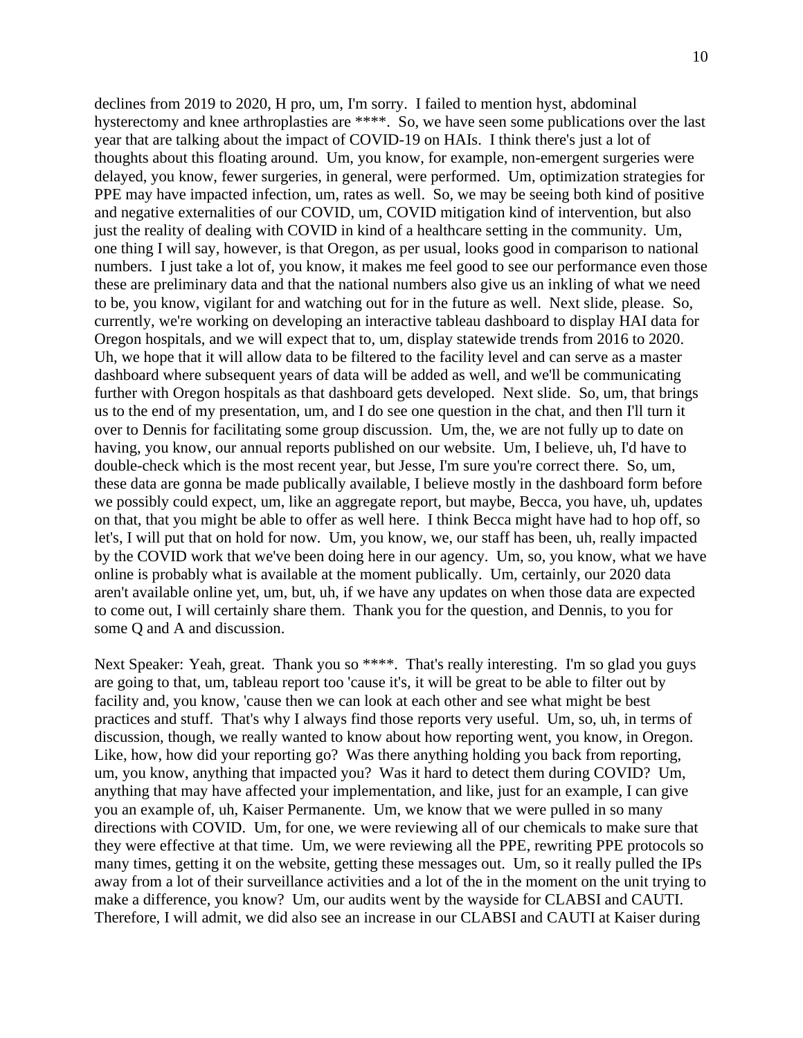declines from 2019 to 2020, H pro, um, I'm sorry. I failed to mention hyst, abdominal hysterectomy and knee arthroplasties are ****. So, we have seen some publications over the last year that are talking about the impact of COVID-19 on HAIs. I think there's just a lot of thoughts about this floating around. Um, you know, for example, non-emergent surgeries were delayed, you know, fewer surgeries, in general, were performed. Um, optimization strategies for PPE may have impacted infection, um, rates as well. So, we may be seeing both kind of positive and negative externalities of our COVID, um, COVID mitigation kind of intervention, but also just the reality of dealing with COVID in kind of a healthcare setting in the community. Um, one thing I will say, however, is that Oregon, as per usual, looks good in comparison to national numbers. I just take a lot of, you know, it makes me feel good to see our performance even those these are preliminary data and that the national numbers also give us an inkling of what we need to be, you know, vigilant for and watching out for in the future as well. Next slide, please. So, currently, we're working on developing an interactive tableau dashboard to display HAI data for Oregon hospitals, and we will expect that to, um, display statewide trends from 2016 to 2020. Uh, we hope that it will allow data to be filtered to the facility level and can serve as a master dashboard where subsequent years of data will be added as well, and we'll be communicating further with Oregon hospitals as that dashboard gets developed. Next slide. So, um, that brings us to the end of my presentation, um, and I do see one question in the chat, and then I'll turn it over to Dennis for facilitating some group discussion. Um, the, we are not fully up to date on having, you know, our annual reports published on our website. Um, I believe, uh, I'd have to double-check which is the most recent year, but Jesse, I'm sure you're correct there. So, um, these data are gonna be made publically available, I believe mostly in the dashboard form before we possibly could expect, um, like an aggregate report, but maybe, Becca, you have, uh, updates on that, that you might be able to offer as well here. I think Becca might have had to hop off, so let's, I will put that on hold for now. Um, you know, we, our staff has been, uh, really impacted by the COVID work that we've been doing here in our agency. Um, so, you know, what we have online is probably what is available at the moment publically. Um, certainly, our 2020 data aren't available online yet, um, but, uh, if we have any updates on when those data are expected to come out, I will certainly share them. Thank you for the question, and Dennis, to you for some Q and A and discussion.

Next Speaker: Yeah, great. Thank you so ****. That's really interesting. I'm so glad you guys are going to that, um, tableau report too 'cause it's, it will be great to be able to filter out by facility and, you know, 'cause then we can look at each other and see what might be best practices and stuff. That's why I always find those reports very useful. Um, so, uh, in terms of discussion, though, we really wanted to know about how reporting went, you know, in Oregon. Like, how, how did your reporting go? Was there anything holding you back from reporting, um, you know, anything that impacted you? Was it hard to detect them during COVID? Um, anything that may have affected your implementation, and like, just for an example, I can give you an example of, uh, Kaiser Permanente. Um, we know that we were pulled in so many directions with COVID. Um, for one, we were reviewing all of our chemicals to make sure that they were effective at that time. Um, we were reviewing all the PPE, rewriting PPE protocols so many times, getting it on the website, getting these messages out. Um, so it really pulled the IPs away from a lot of their surveillance activities and a lot of the in the moment on the unit trying to make a difference, you know? Um, our audits went by the wayside for CLABSI and CAUTI. Therefore, I will admit, we did also see an increase in our CLABSI and CAUTI at Kaiser during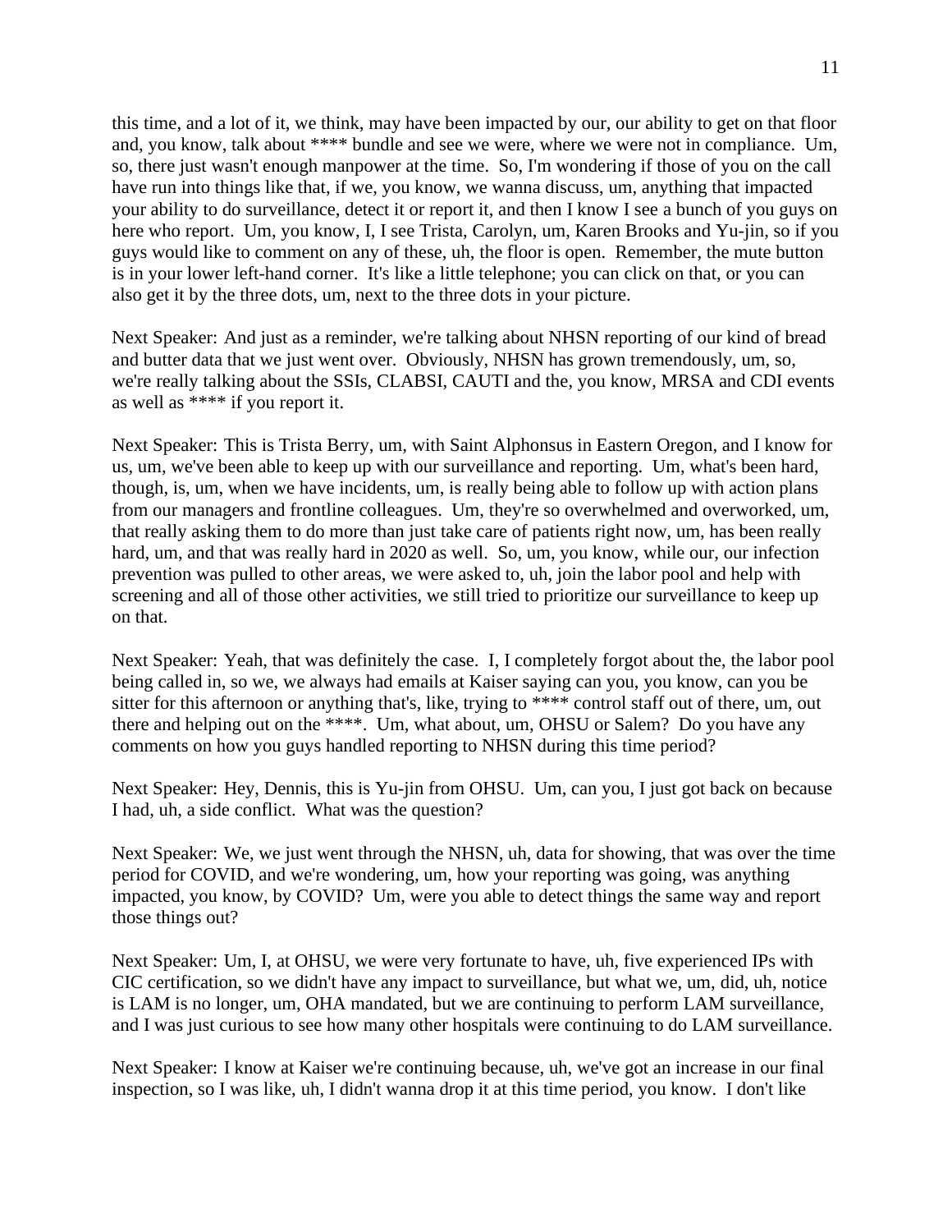this time, and a lot of it, we think, may have been impacted by our, our ability to get on that floor and, you know, talk about **** bundle and see we were, where we were not in compliance. Um, so, there just wasn't enough manpower at the time. So, I'm wondering if those of you on the call have run into things like that, if we, you know, we wanna discuss, um, anything that impacted your ability to do surveillance, detect it or report it, and then I know I see a bunch of you guys on here who report. Um, you know, I, I see Trista, Carolyn, um, Karen Brooks and Yu-jin, so if you guys would like to comment on any of these, uh, the floor is open. Remember, the mute button is in your lower left-hand corner. It's like a little telephone; you can click on that, or you can also get it by the three dots, um, next to the three dots in your picture.

Next Speaker: And just as a reminder, we're talking about NHSN reporting of our kind of bread and butter data that we just went over. Obviously, NHSN has grown tremendously, um, so, we're really talking about the SSIs, CLABSI, CAUTI and the, you know, MRSA and CDI events as well as **** if you report it.

Next Speaker: This is Trista Berry, um, with Saint Alphonsus in Eastern Oregon, and I know for us, um, we've been able to keep up with our surveillance and reporting. Um, what's been hard, though, is, um, when we have incidents, um, is really being able to follow up with action plans from our managers and frontline colleagues. Um, they're so overwhelmed and overworked, um, that really asking them to do more than just take care of patients right now, um, has been really hard, um, and that was really hard in 2020 as well. So, um, you know, while our, our infection prevention was pulled to other areas, we were asked to, uh, join the labor pool and help with screening and all of those other activities, we still tried to prioritize our surveillance to keep up on that.

Next Speaker: Yeah, that was definitely the case. I, I completely forgot about the, the labor pool being called in, so we, we always had emails at Kaiser saying can you, you know, can you be sitter for this afternoon or anything that's, like, trying to **** control staff out of there, um, out there and helping out on the ****. Um, what about, um, OHSU or Salem? Do you have any comments on how you guys handled reporting to NHSN during this time period?

Next Speaker: Hey, Dennis, this is Yu-jin from OHSU. Um, can you, I just got back on because I had, uh, a side conflict. What was the question?

Next Speaker: We, we just went through the NHSN, uh, data for showing, that was over the time period for COVID, and we're wondering, um, how your reporting was going, was anything impacted, you know, by COVID? Um, were you able to detect things the same way and report those things out?

Next Speaker: Um, I, at OHSU, we were very fortunate to have, uh, five experienced IPs with CIC certification, so we didn't have any impact to surveillance, but what we, um, did, uh, notice is LAM is no longer, um, OHA mandated, but we are continuing to perform LAM surveillance, and I was just curious to see how many other hospitals were continuing to do LAM surveillance.

Next Speaker: I know at Kaiser we're continuing because, uh, we've got an increase in our final inspection, so I was like, uh, I didn't wanna drop it at this time period, you know. I don't like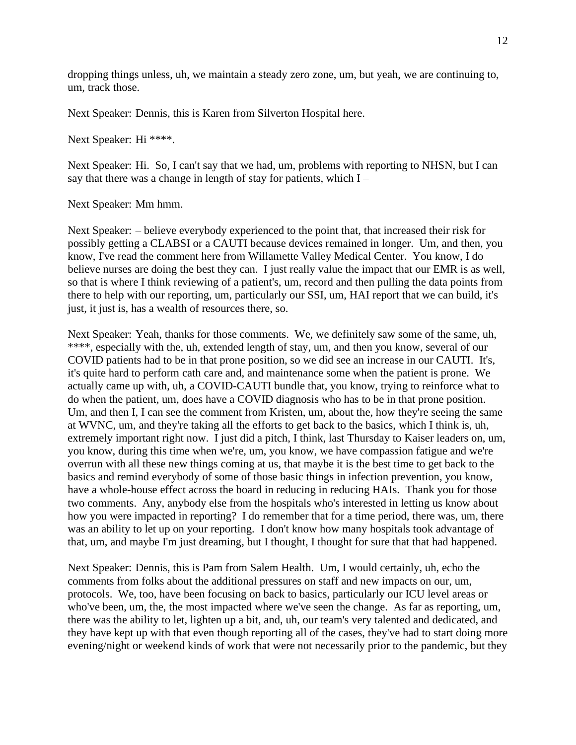dropping things unless, uh, we maintain a steady zero zone, um, but yeah, we are continuing to, um, track those.

Next Speaker: Dennis, this is Karen from Silverton Hospital here.

Next Speaker: Hi ****.

Next Speaker: Hi. So, I can't say that we had, um, problems with reporting to NHSN, but I can say that there was a change in length of stay for patients, which I –

Next Speaker: Mm hmm.

Next Speaker: – believe everybody experienced to the point that, that increased their risk for possibly getting a CLABSI or a CAUTI because devices remained in longer. Um, and then, you know, I've read the comment here from Willamette Valley Medical Center. You know, I do believe nurses are doing the best they can. I just really value the impact that our EMR is as well, so that is where I think reviewing of a patient's, um, record and then pulling the data points from there to help with our reporting, um, particularly our SSI, um, HAI report that we can build, it's just, it just is, has a wealth of resources there, so.

Next Speaker: Yeah, thanks for those comments. We, we definitely saw some of the same, uh, ****, especially with the, uh, extended length of stay, um, and then you know, several of our COVID patients had to be in that prone position, so we did see an increase in our CAUTI. It's, it's quite hard to perform cath care and, and maintenance some when the patient is prone. We actually came up with, uh, a COVID-CAUTI bundle that, you know, trying to reinforce what to do when the patient, um, does have a COVID diagnosis who has to be in that prone position. Um, and then I, I can see the comment from Kristen, um, about the, how they're seeing the same at WVNC, um, and they're taking all the efforts to get back to the basics, which I think is, uh, extremely important right now. I just did a pitch, I think, last Thursday to Kaiser leaders on, um, you know, during this time when we're, um, you know, we have compassion fatigue and we're overrun with all these new things coming at us, that maybe it is the best time to get back to the basics and remind everybody of some of those basic things in infection prevention, you know, have a whole-house effect across the board in reducing in reducing HAIs. Thank you for those two comments. Any, anybody else from the hospitals who's interested in letting us know about how you were impacted in reporting? I do remember that for a time period, there was, um, there was an ability to let up on your reporting. I don't know how many hospitals took advantage of that, um, and maybe I'm just dreaming, but I thought, I thought for sure that that had happened.

Next Speaker: Dennis, this is Pam from Salem Health. Um, I would certainly, uh, echo the comments from folks about the additional pressures on staff and new impacts on our, um, protocols. We, too, have been focusing on back to basics, particularly our ICU level areas or who've been, um, the, the most impacted where we've seen the change. As far as reporting, um, there was the ability to let, lighten up a bit, and, uh, our team's very talented and dedicated, and they have kept up with that even though reporting all of the cases, they've had to start doing more evening/night or weekend kinds of work that were not necessarily prior to the pandemic, but they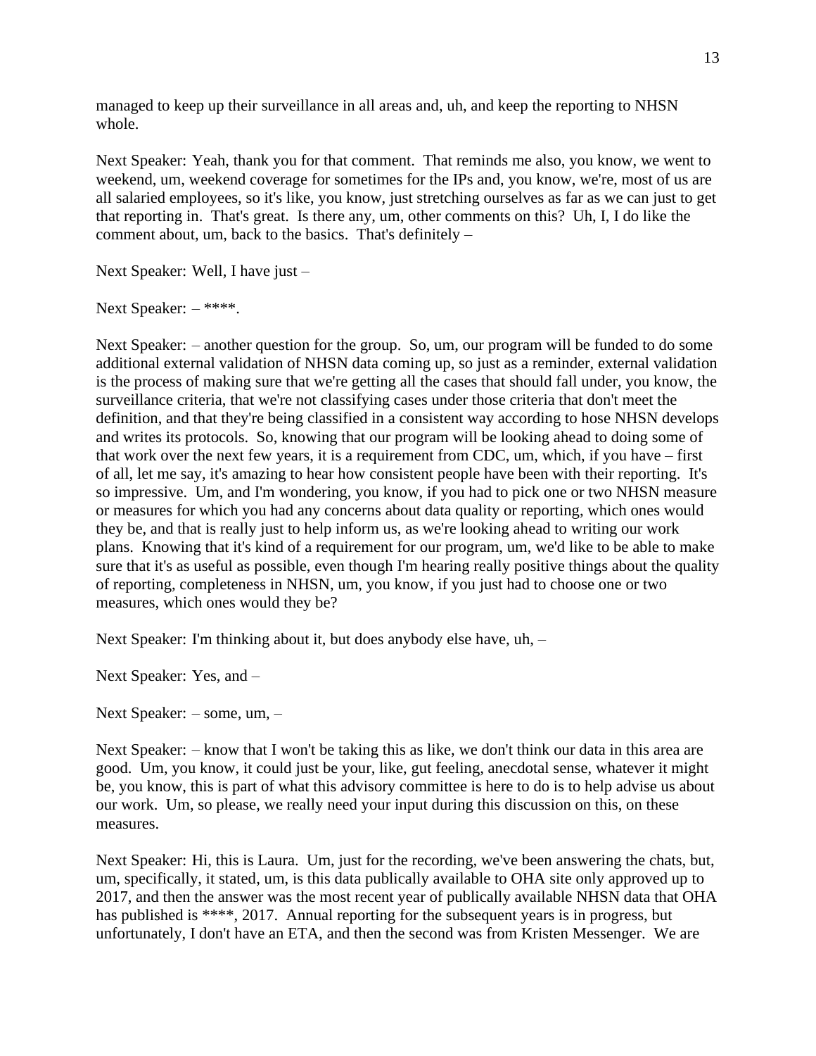managed to keep up their surveillance in all areas and, uh, and keep the reporting to NHSN whole.

Next Speaker: Yeah, thank you for that comment. That reminds me also, you know, we went to weekend, um, weekend coverage for sometimes for the IPs and, you know, we're, most of us are all salaried employees, so it's like, you know, just stretching ourselves as far as we can just to get that reporting in. That's great. Is there any, um, other comments on this? Uh, I, I do like the comment about, um, back to the basics. That's definitely –

Next Speaker: Well, I have just –

Next Speaker: – ****.

Next Speaker: – another question for the group. So, um, our program will be funded to do some additional external validation of NHSN data coming up, so just as a reminder, external validation is the process of making sure that we're getting all the cases that should fall under, you know, the surveillance criteria, that we're not classifying cases under those criteria that don't meet the definition, and that they're being classified in a consistent way according to hose NHSN develops and writes its protocols. So, knowing that our program will be looking ahead to doing some of that work over the next few years, it is a requirement from CDC, um, which, if you have – first of all, let me say, it's amazing to hear how consistent people have been with their reporting. It's so impressive. Um, and I'm wondering, you know, if you had to pick one or two NHSN measure or measures for which you had any concerns about data quality or reporting, which ones would they be, and that is really just to help inform us, as we're looking ahead to writing our work plans. Knowing that it's kind of a requirement for our program, um, we'd like to be able to make sure that it's as useful as possible, even though I'm hearing really positive things about the quality of reporting, completeness in NHSN, um, you know, if you just had to choose one or two measures, which ones would they be?

Next Speaker: I'm thinking about it, but does anybody else have, uh, –

Next Speaker: Yes, and –

Next Speaker: – some, um, –

Next Speaker: – know that I won't be taking this as like, we don't think our data in this area are good. Um, you know, it could just be your, like, gut feeling, anecdotal sense, whatever it might be, you know, this is part of what this advisory committee is here to do is to help advise us about our work. Um, so please, we really need your input during this discussion on this, on these measures.

Next Speaker: Hi, this is Laura. Um, just for the recording, we've been answering the chats, but, um, specifically, it stated, um, is this data publically available to OHA site only approved up to 2017, and then the answer was the most recent year of publically available NHSN data that OHA has published is ****, 2017. Annual reporting for the subsequent years is in progress, but unfortunately, I don't have an ETA, and then the second was from Kristen Messenger. We are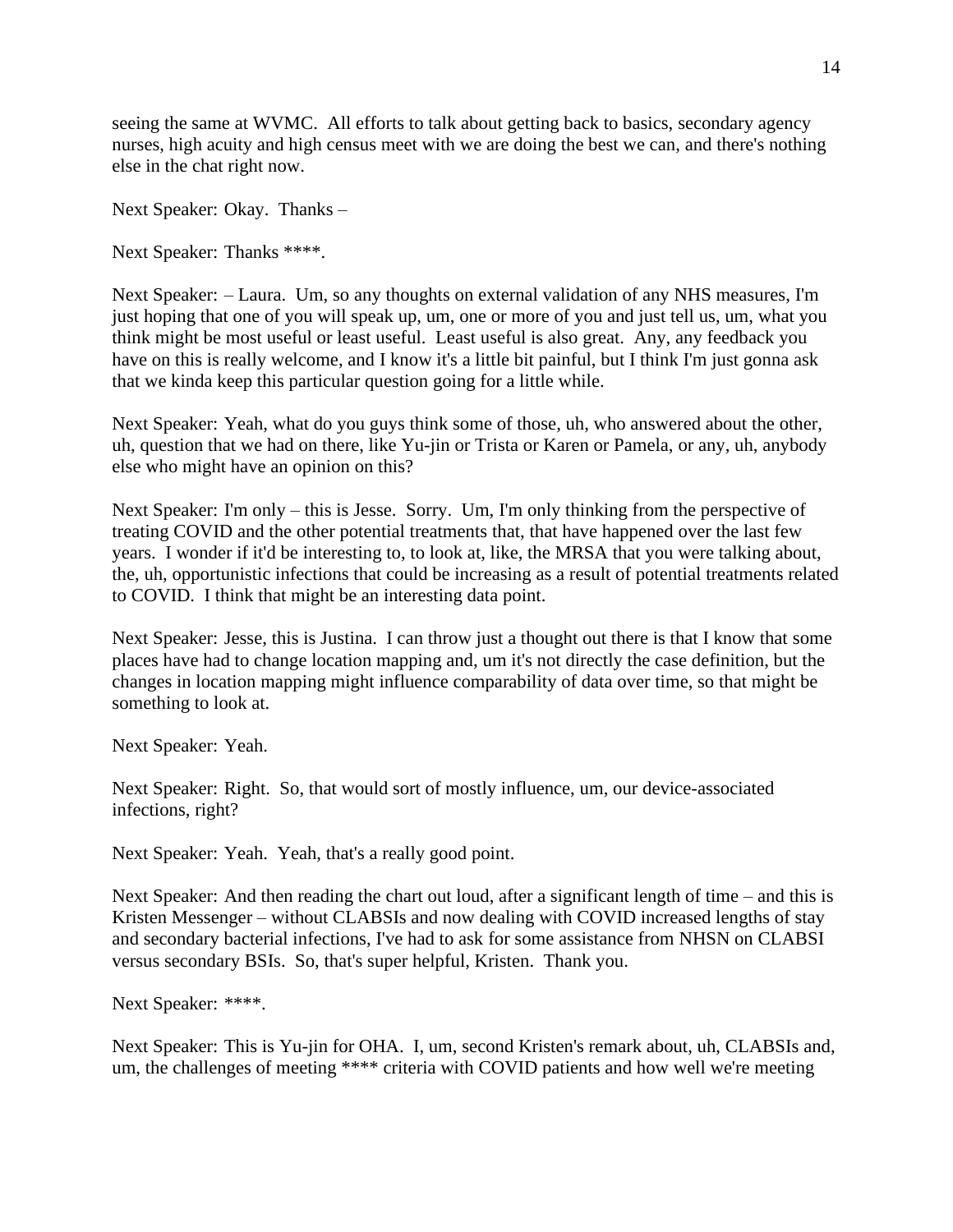seeing the same at WVMC. All efforts to talk about getting back to basics, secondary agency nurses, high acuity and high census meet with we are doing the best we can, and there's nothing else in the chat right now.

Next Speaker: Okay. Thanks –

Next Speaker: Thanks ****.

Next Speaker: – Laura. Um, so any thoughts on external validation of any NHS measures, I'm just hoping that one of you will speak up, um, one or more of you and just tell us, um, what you think might be most useful or least useful. Least useful is also great. Any, any feedback you have on this is really welcome, and I know it's a little bit painful, but I think I'm just gonna ask that we kinda keep this particular question going for a little while.

Next Speaker: Yeah, what do you guys think some of those, uh, who answered about the other, uh, question that we had on there, like Yu-jin or Trista or Karen or Pamela, or any, uh, anybody else who might have an opinion on this?

Next Speaker: I'm only – this is Jesse. Sorry. Um, I'm only thinking from the perspective of treating COVID and the other potential treatments that, that have happened over the last few years. I wonder if it'd be interesting to, to look at, like, the MRSA that you were talking about, the, uh, opportunistic infections that could be increasing as a result of potential treatments related to COVID. I think that might be an interesting data point.

Next Speaker: Jesse, this is Justina. I can throw just a thought out there is that I know that some places have had to change location mapping and, um it's not directly the case definition, but the changes in location mapping might influence comparability of data over time, so that might be something to look at.

Next Speaker: Yeah.

Next Speaker: Right. So, that would sort of mostly influence, um, our device-associated infections, right?

Next Speaker: Yeah. Yeah, that's a really good point.

Next Speaker: And then reading the chart out loud, after a significant length of time – and this is Kristen Messenger – without CLABSIs and now dealing with COVID increased lengths of stay and secondary bacterial infections, I've had to ask for some assistance from NHSN on CLABSI versus secondary BSIs. So, that's super helpful, Kristen. Thank you.

Next Speaker: ****.

Next Speaker: This is Yu-jin for OHA. I, um, second Kristen's remark about, uh, CLABSIs and, um, the challenges of meeting **** criteria with COVID patients and how well we're meeting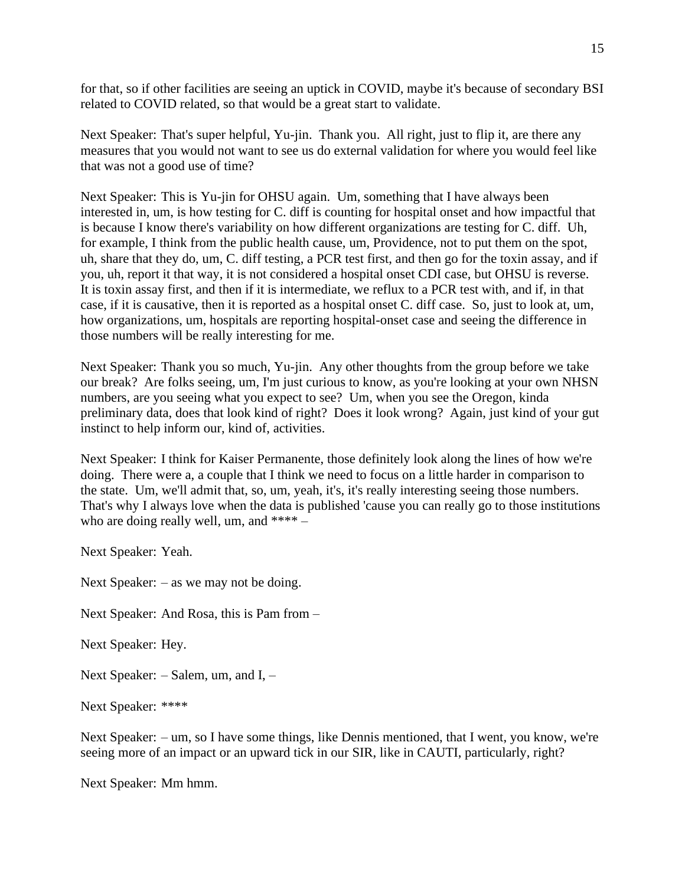for that, so if other facilities are seeing an uptick in COVID, maybe it's because of secondary BSI related to COVID related, so that would be a great start to validate.

Next Speaker: That's super helpful, Yu-jin. Thank you. All right, just to flip it, are there any measures that you would not want to see us do external validation for where you would feel like that was not a good use of time?

Next Speaker: This is Yu-jin for OHSU again. Um, something that I have always been interested in, um, is how testing for C. diff is counting for hospital onset and how impactful that is because I know there's variability on how different organizations are testing for C. diff. Uh, for example, I think from the public health cause, um, Providence, not to put them on the spot, uh, share that they do, um, C. diff testing, a PCR test first, and then go for the toxin assay, and if you, uh, report it that way, it is not considered a hospital onset CDI case, but OHSU is reverse. It is toxin assay first, and then if it is intermediate, we reflux to a PCR test with, and if, in that case, if it is causative, then it is reported as a hospital onset C. diff case. So, just to look at, um, how organizations, um, hospitals are reporting hospital-onset case and seeing the difference in those numbers will be really interesting for me.

Next Speaker: Thank you so much, Yu-jin. Any other thoughts from the group before we take our break? Are folks seeing, um, I'm just curious to know, as you're looking at your own NHSN numbers, are you seeing what you expect to see? Um, when you see the Oregon, kinda preliminary data, does that look kind of right? Does it look wrong? Again, just kind of your gut instinct to help inform our, kind of, activities.

Next Speaker: I think for Kaiser Permanente, those definitely look along the lines of how we're doing. There were a, a couple that I think we need to focus on a little harder in comparison to the state. Um, we'll admit that, so, um, yeah, it's, it's really interesting seeing those numbers. That's why I always love when the data is published 'cause you can really go to those institutions who are doing really well, um, and **** –

Next Speaker: Yeah.

Next Speaker: – as we may not be doing.

Next Speaker: And Rosa, this is Pam from –

Next Speaker: Hey.

Next Speaker: – Salem, um, and I, –

Next Speaker: ****

Next Speaker: – um, so I have some things, like Dennis mentioned, that I went, you know, we're seeing more of an impact or an upward tick in our SIR, like in CAUTI, particularly, right?

Next Speaker: Mm hmm.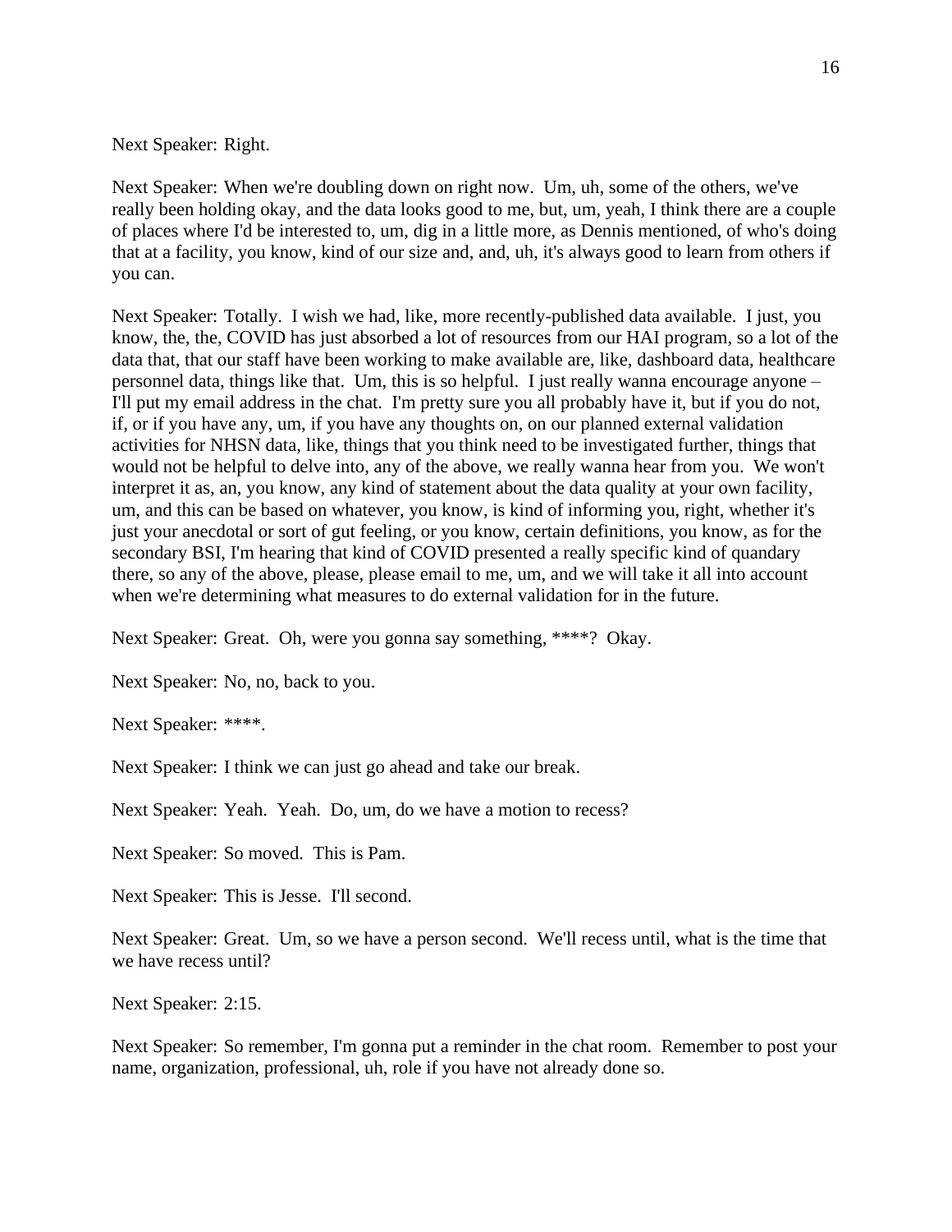Next Speaker: Right.

Next Speaker: When we're doubling down on right now. Um, uh, some of the others, we've really been holding okay, and the data looks good to me, but, um, yeah, I think there are a couple of places where I'd be interested to, um, dig in a little more, as Dennis mentioned, of who's doing that at a facility, you know, kind of our size and, and, uh, it's always good to learn from others if you can.

Next Speaker: Totally. I wish we had, like, more recently-published data available. I just, you know, the, the, COVID has just absorbed a lot of resources from our HAI program, so a lot of the data that, that our staff have been working to make available are, like, dashboard data, healthcare personnel data, things like that. Um, this is so helpful. I just really wanna encourage anyone – I'll put my email address in the chat. I'm pretty sure you all probably have it, but if you do not, if, or if you have any, um, if you have any thoughts on, on our planned external validation activities for NHSN data, like, things that you think need to be investigated further, things that would not be helpful to delve into, any of the above, we really wanna hear from you. We won't interpret it as, an, you know, any kind of statement about the data quality at your own facility, um, and this can be based on whatever, you know, is kind of informing you, right, whether it's just your anecdotal or sort of gut feeling, or you know, certain definitions, you know, as for the secondary BSI, I'm hearing that kind of COVID presented a really specific kind of quandary there, so any of the above, please, please email to me, um, and we will take it all into account when we're determining what measures to do external validation for in the future.

Next Speaker: Great. Oh, were you gonna say something, ****? Okay.

Next Speaker: No, no, back to you.

Next Speaker: ****.

Next Speaker: I think we can just go ahead and take our break.

Next Speaker: Yeah. Yeah. Do, um, do we have a motion to recess?

Next Speaker: So moved. This is Pam.

Next Speaker: This is Jesse. I'll second.

Next Speaker: Great. Um, so we have a person second. We'll recess until, what is the time that we have recess until?

Next Speaker: 2:15.

Next Speaker: So remember, I'm gonna put a reminder in the chat room. Remember to post your name, organization, professional, uh, role if you have not already done so.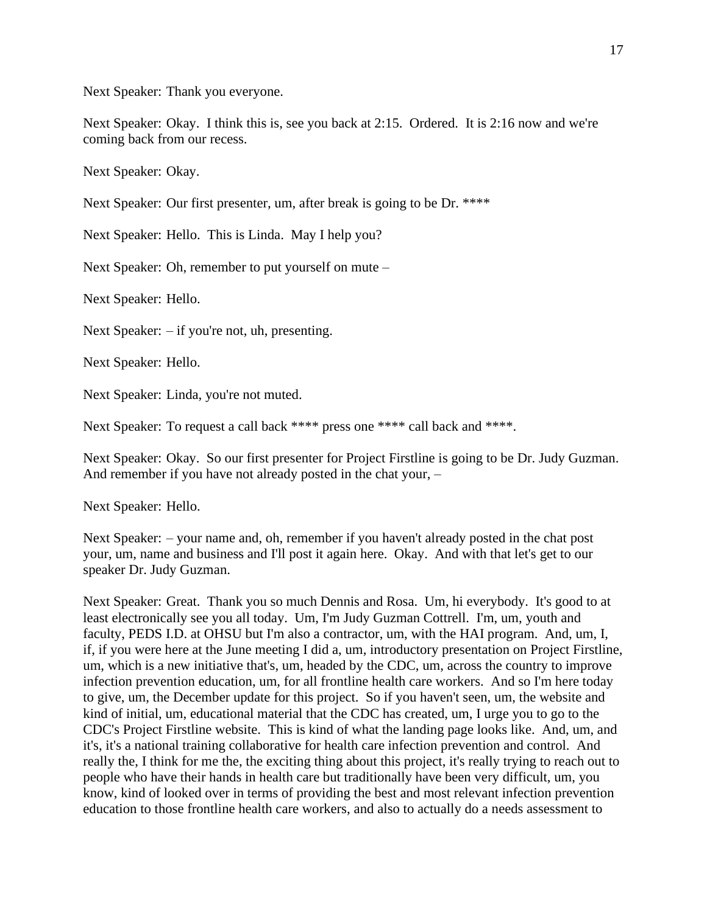Next Speaker: Thank you everyone.

Next Speaker: Okay. I think this is, see you back at 2:15. Ordered. It is 2:16 now and we're coming back from our recess.

Next Speaker: Okay.

Next Speaker: Our first presenter, um, after break is going to be Dr. ****

Next Speaker: Hello. This is Linda. May I help you?

Next Speaker: Oh, remember to put yourself on mute –

Next Speaker: Hello.

Next Speaker: – if you're not, uh, presenting.

Next Speaker: Hello.

Next Speaker: Linda, you're not muted.

Next Speaker: To request a call back **** press one **** call back and ****.

Next Speaker: Okay. So our first presenter for Project Firstline is going to be Dr. Judy Guzman. And remember if you have not already posted in the chat your, –

Next Speaker: Hello.

Next Speaker: – your name and, oh, remember if you haven't already posted in the chat post your, um, name and business and I'll post it again here. Okay. And with that let's get to our speaker Dr. Judy Guzman.

Next Speaker: Great. Thank you so much Dennis and Rosa. Um, hi everybody. It's good to at least electronically see you all today. Um, I'm Judy Guzman Cottrell. I'm, um, youth and faculty, PEDS I.D. at OHSU but I'm also a contractor, um, with the HAI program. And, um, I, if, if you were here at the June meeting I did a, um, introductory presentation on Project Firstline, um, which is a new initiative that's, um, headed by the CDC, um, across the country to improve infection prevention education, um, for all frontline health care workers. And so I'm here today to give, um, the December update for this project. So if you haven't seen, um, the website and kind of initial, um, educational material that the CDC has created, um, I urge you to go to the CDC's Project Firstline website. This is kind of what the landing page looks like. And, um, and it's, it's a national training collaborative for health care infection prevention and control. And really the, I think for me the, the exciting thing about this project, it's really trying to reach out to people who have their hands in health care but traditionally have been very difficult, um, you know, kind of looked over in terms of providing the best and most relevant infection prevention education to those frontline health care workers, and also to actually do a needs assessment to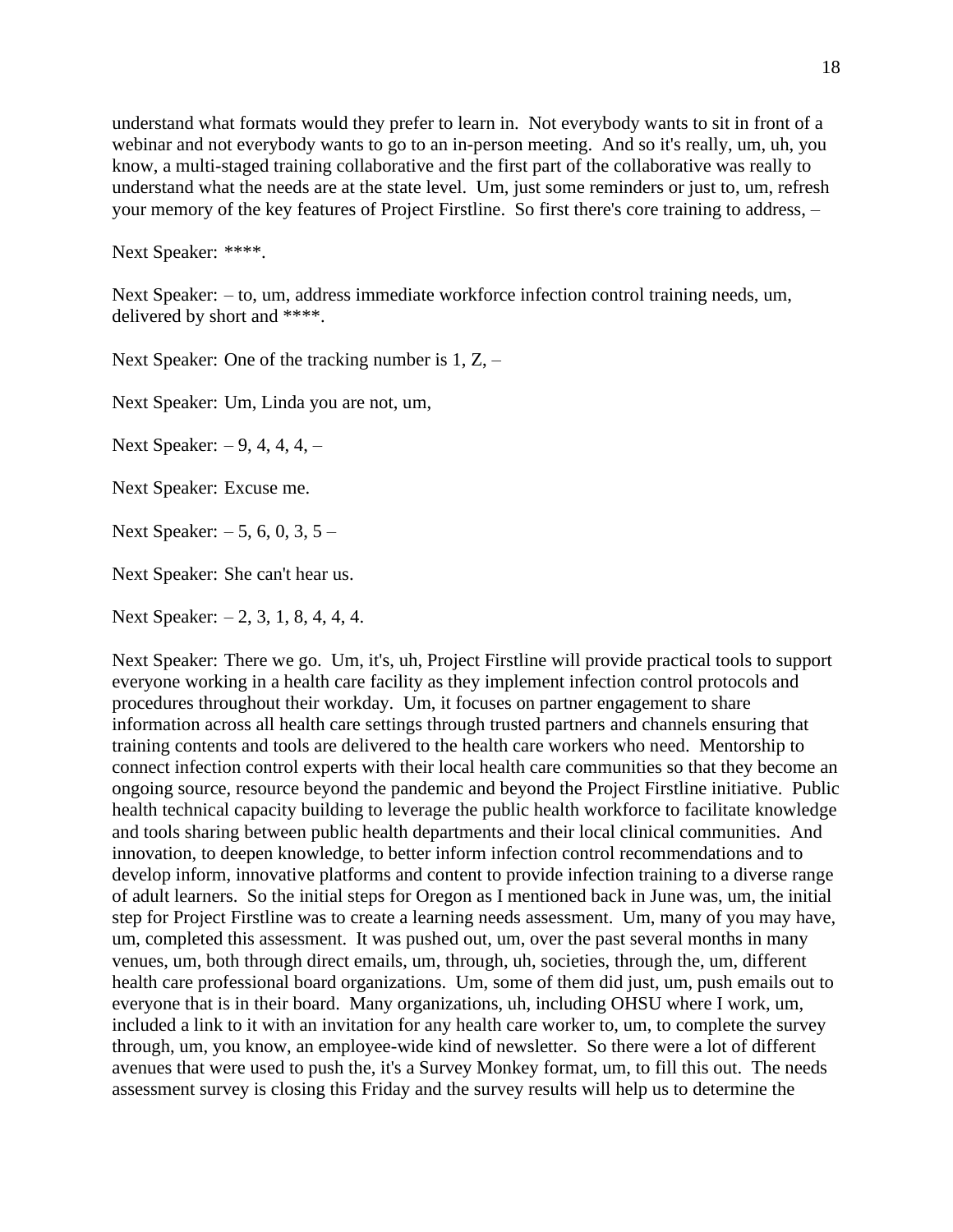understand what formats would they prefer to learn in. Not everybody wants to sit in front of a webinar and not everybody wants to go to an in-person meeting. And so it's really, um, uh, you know, a multi-staged training collaborative and the first part of the collaborative was really to understand what the needs are at the state level. Um, just some reminders or just to, um, refresh your memory of the key features of Project Firstline. So first there's core training to address, –

Next Speaker: ****.

Next Speaker: – to, um, address immediate workforce infection control training needs, um, delivered by short and ****.

Next Speaker: One of the tracking number is 1, Z, –

Next Speaker: Um, Linda you are not, um,

Next Speaker: – 9, 4, 4, 4, –

Next Speaker: Excuse me.

Next Speaker: – 5, 6, 0, 3, 5 –

Next Speaker: She can't hear us.

Next Speaker: – 2, 3, 1, 8, 4, 4, 4.

Next Speaker: There we go. Um, it's, uh, Project Firstline will provide practical tools to support everyone working in a health care facility as they implement infection control protocols and procedures throughout their workday. Um, it focuses on partner engagement to share information across all health care settings through trusted partners and channels ensuring that training contents and tools are delivered to the health care workers who need. Mentorship to connect infection control experts with their local health care communities so that they become an ongoing source, resource beyond the pandemic and beyond the Project Firstline initiative. Public health technical capacity building to leverage the public health workforce to facilitate knowledge and tools sharing between public health departments and their local clinical communities. And innovation, to deepen knowledge, to better inform infection control recommendations and to develop inform, innovative platforms and content to provide infection training to a diverse range of adult learners. So the initial steps for Oregon as I mentioned back in June was, um, the initial step for Project Firstline was to create a learning needs assessment. Um, many of you may have, um, completed this assessment. It was pushed out, um, over the past several months in many venues, um, both through direct emails, um, through, uh, societies, through the, um, different health care professional board organizations. Um, some of them did just, um, push emails out to everyone that is in their board. Many organizations, uh, including OHSU where I work, um, included a link to it with an invitation for any health care worker to, um, to complete the survey through, um, you know, an employee-wide kind of newsletter. So there were a lot of different avenues that were used to push the, it's a Survey Monkey format, um, to fill this out. The needs assessment survey is closing this Friday and the survey results will help us to determine the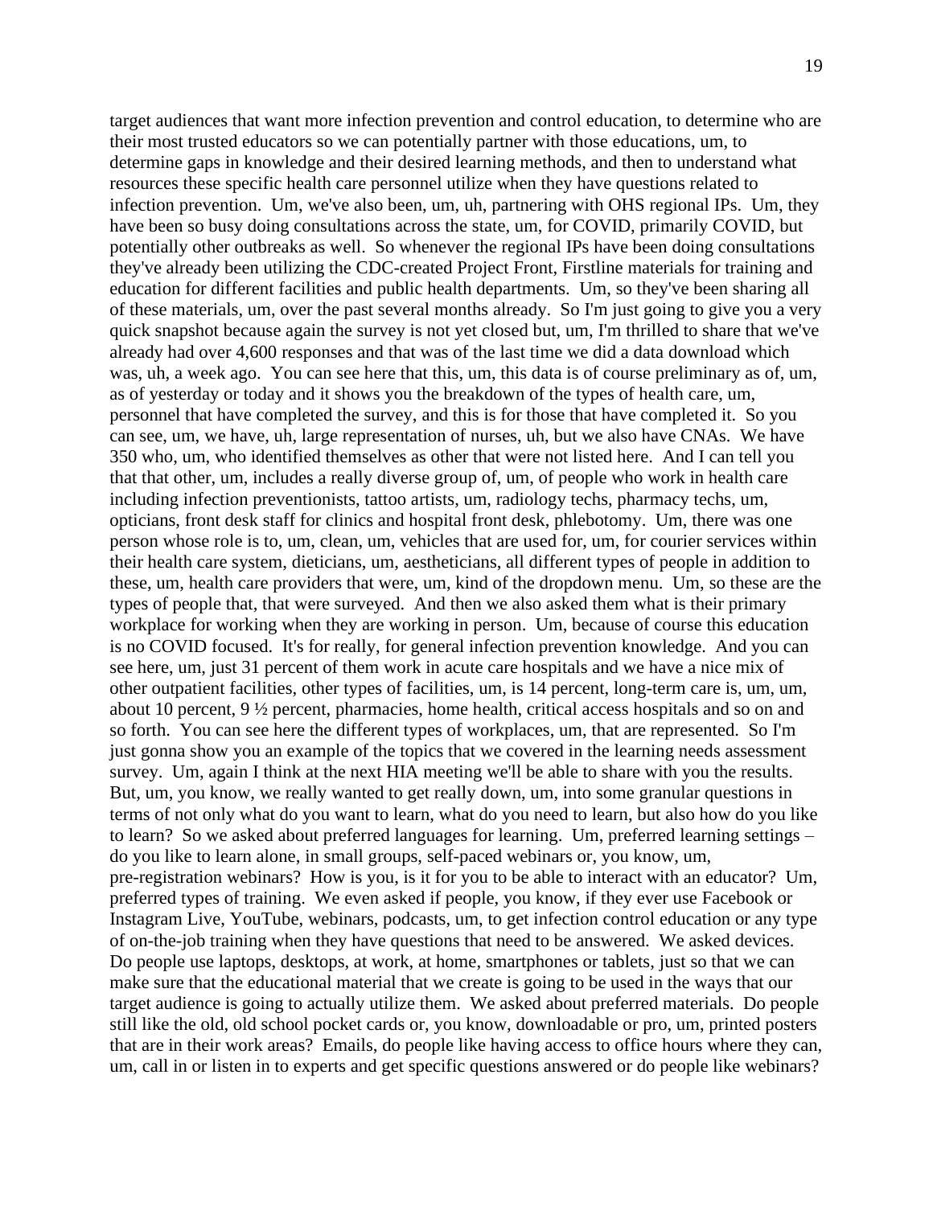target audiences that want more infection prevention and control education, to determine who are their most trusted educators so we can potentially partner with those educations, um, to determine gaps in knowledge and their desired learning methods, and then to understand what resources these specific health care personnel utilize when they have questions related to infection prevention. Um, we've also been, um, uh, partnering with OHS regional IPs. Um, they have been so busy doing consultations across the state, um, for COVID, primarily COVID, but potentially other outbreaks as well. So whenever the regional IPs have been doing consultations they've already been utilizing the CDC-created Project Front, Firstline materials for training and education for different facilities and public health departments. Um, so they've been sharing all of these materials, um, over the past several months already. So I'm just going to give you a very quick snapshot because again the survey is not yet closed but, um, I'm thrilled to share that we've already had over 4,600 responses and that was of the last time we did a data download which was, uh, a week ago. You can see here that this, um, this data is of course preliminary as of, um, as of yesterday or today and it shows you the breakdown of the types of health care, um, personnel that have completed the survey, and this is for those that have completed it. So you can see, um, we have, uh, large representation of nurses, uh, but we also have CNAs. We have 350 who, um, who identified themselves as other that were not listed here. And I can tell you that that other, um, includes a really diverse group of, um, of people who work in health care including infection preventionists, tattoo artists, um, radiology techs, pharmacy techs, um, opticians, front desk staff for clinics and hospital front desk, phlebotomy. Um, there was one person whose role is to, um, clean, um, vehicles that are used for, um, for courier services within their health care system, dieticians, um, aestheticians, all different types of people in addition to these, um, health care providers that were, um, kind of the dropdown menu. Um, so these are the types of people that, that were surveyed. And then we also asked them what is their primary workplace for working when they are working in person. Um, because of course this education is no COVID focused. It's for really, for general infection prevention knowledge. And you can see here, um, just 31 percent of them work in acute care hospitals and we have a nice mix of other outpatient facilities, other types of facilities, um, is 14 percent, long-term care is, um, um, about 10 percent, 9 ½ percent, pharmacies, home health, critical access hospitals and so on and so forth. You can see here the different types of workplaces, um, that are represented. So I'm just gonna show you an example of the topics that we covered in the learning needs assessment survey. Um, again I think at the next HIA meeting we'll be able to share with you the results. But, um, you know, we really wanted to get really down, um, into some granular questions in terms of not only what do you want to learn, what do you need to learn, but also how do you like to learn? So we asked about preferred languages for learning. Um, preferred learning settings – do you like to learn alone, in small groups, self-paced webinars or, you know, um, pre-registration webinars? How is you, is it for you to be able to interact with an educator? Um, preferred types of training. We even asked if people, you know, if they ever use Facebook or Instagram Live, YouTube, webinars, podcasts, um, to get infection control education or any type of on-the-job training when they have questions that need to be answered. We asked devices. Do people use laptops, desktops, at work, at home, smartphones or tablets, just so that we can make sure that the educational material that we create is going to be used in the ways that our target audience is going to actually utilize them. We asked about preferred materials. Do people still like the old, old school pocket cards or, you know, downloadable or pro, um, printed posters that are in their work areas? Emails, do people like having access to office hours where they can, um, call in or listen in to experts and get specific questions answered or do people like webinars?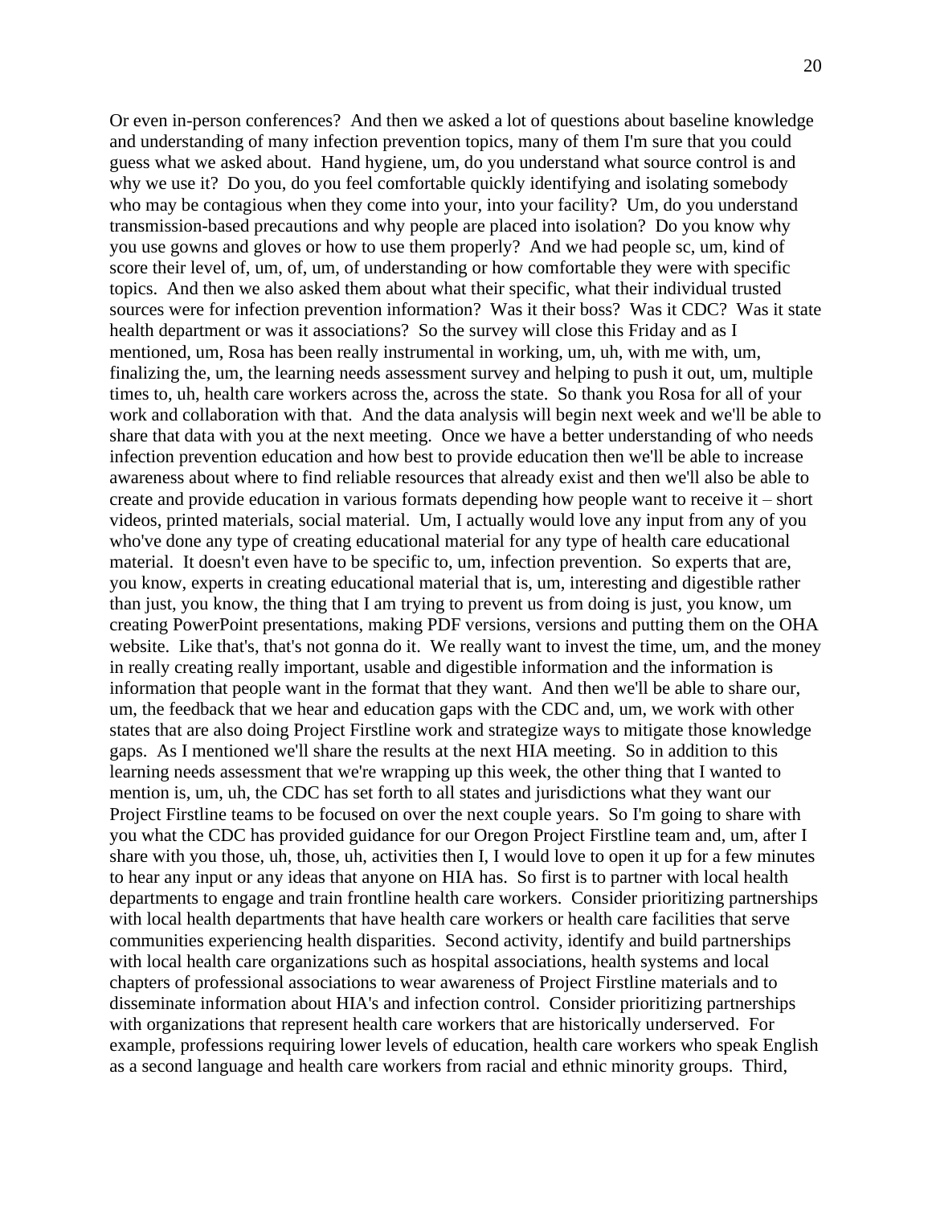Or even in-person conferences? And then we asked a lot of questions about baseline knowledge and understanding of many infection prevention topics, many of them I'm sure that you could guess what we asked about. Hand hygiene, um, do you understand what source control is and why we use it? Do you, do you feel comfortable quickly identifying and isolating somebody who may be contagious when they come into your, into your facility? Um, do you understand transmission-based precautions and why people are placed into isolation? Do you know why you use gowns and gloves or how to use them properly? And we had people sc, um, kind of score their level of, um, of, um, of understanding or how comfortable they were with specific topics. And then we also asked them about what their specific, what their individual trusted sources were for infection prevention information? Was it their boss? Was it CDC? Was it state health department or was it associations? So the survey will close this Friday and as I mentioned, um, Rosa has been really instrumental in working, um, uh, with me with, um, finalizing the, um, the learning needs assessment survey and helping to push it out, um, multiple times to, uh, health care workers across the, across the state. So thank you Rosa for all of your work and collaboration with that. And the data analysis will begin next week and we'll be able to share that data with you at the next meeting. Once we have a better understanding of who needs infection prevention education and how best to provide education then we'll be able to increase awareness about where to find reliable resources that already exist and then we'll also be able to create and provide education in various formats depending how people want to receive it – short videos, printed materials, social material. Um, I actually would love any input from any of you who've done any type of creating educational material for any type of health care educational material. It doesn't even have to be specific to, um, infection prevention. So experts that are, you know, experts in creating educational material that is, um, interesting and digestible rather than just, you know, the thing that I am trying to prevent us from doing is just, you know, um creating PowerPoint presentations, making PDF versions, versions and putting them on the OHA website. Like that's, that's not gonna do it. We really want to invest the time, um, and the money in really creating really important, usable and digestible information and the information is information that people want in the format that they want. And then we'll be able to share our, um, the feedback that we hear and education gaps with the CDC and, um, we work with other states that are also doing Project Firstline work and strategize ways to mitigate those knowledge gaps. As I mentioned we'll share the results at the next HIA meeting. So in addition to this learning needs assessment that we're wrapping up this week, the other thing that I wanted to mention is, um, uh, the CDC has set forth to all states and jurisdictions what they want our Project Firstline teams to be focused on over the next couple years. So I'm going to share with you what the CDC has provided guidance for our Oregon Project Firstline team and, um, after I share with you those, uh, those, uh, activities then I, I would love to open it up for a few minutes to hear any input or any ideas that anyone on HIA has. So first is to partner with local health departments to engage and train frontline health care workers. Consider prioritizing partnerships with local health departments that have health care workers or health care facilities that serve communities experiencing health disparities. Second activity, identify and build partnerships with local health care organizations such as hospital associations, health systems and local chapters of professional associations to wear awareness of Project Firstline materials and to disseminate information about HIA's and infection control. Consider prioritizing partnerships with organizations that represent health care workers that are historically underserved. For example, professions requiring lower levels of education, health care workers who speak English as a second language and health care workers from racial and ethnic minority groups. Third,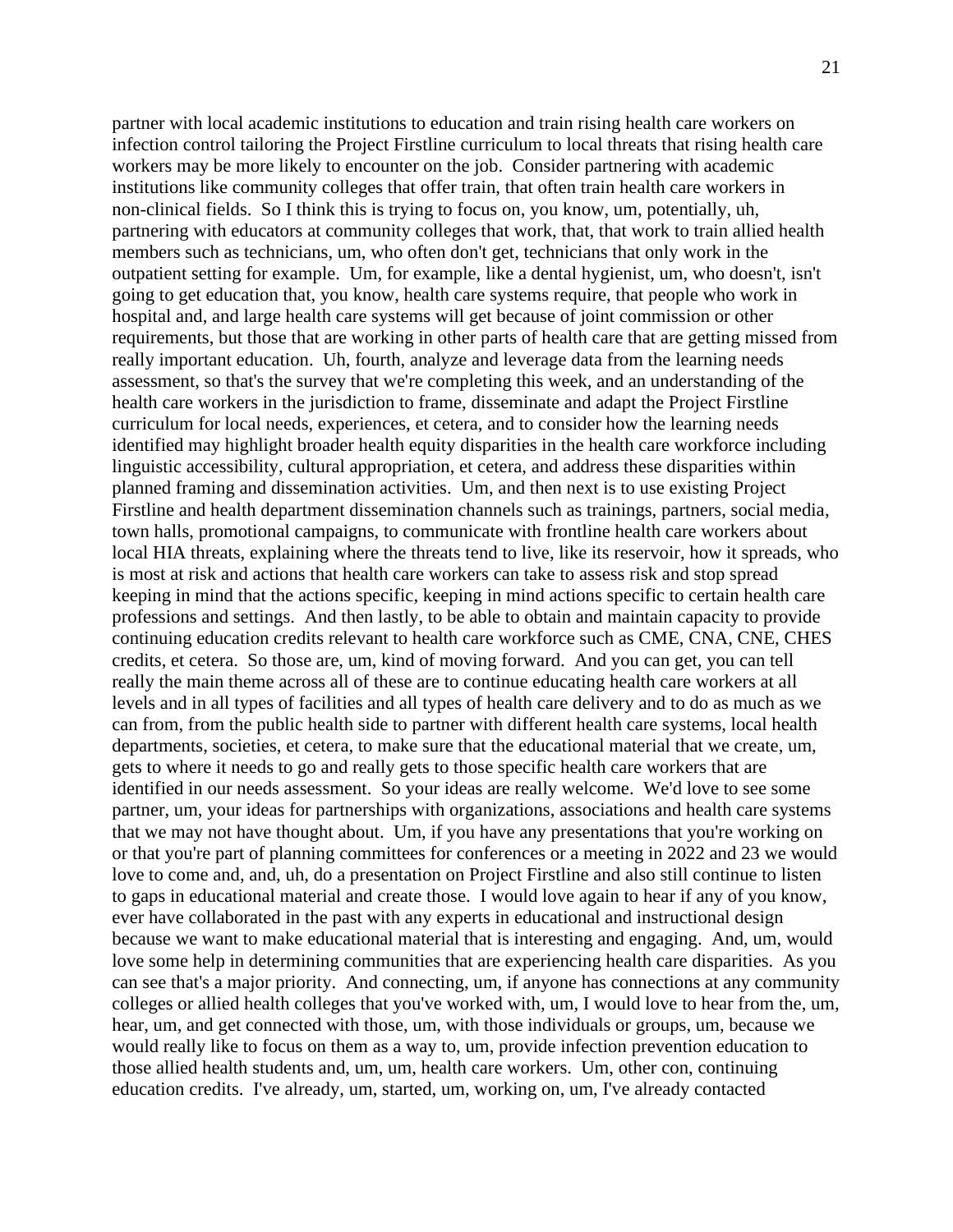partner with local academic institutions to education and train rising health care workers on infection control tailoring the Project Firstline curriculum to local threats that rising health care workers may be more likely to encounter on the job. Consider partnering with academic institutions like community colleges that offer train, that often train health care workers in non-clinical fields. So I think this is trying to focus on, you know, um, potentially, uh, partnering with educators at community colleges that work, that, that work to train allied health members such as technicians, um, who often don't get, technicians that only work in the outpatient setting for example. Um, for example, like a dental hygienist, um, who doesn't, isn't going to get education that, you know, health care systems require, that people who work in hospital and, and large health care systems will get because of joint commission or other requirements, but those that are working in other parts of health care that are getting missed from really important education. Uh, fourth, analyze and leverage data from the learning needs assessment, so that's the survey that we're completing this week, and an understanding of the health care workers in the jurisdiction to frame, disseminate and adapt the Project Firstline curriculum for local needs, experiences, et cetera, and to consider how the learning needs identified may highlight broader health equity disparities in the health care workforce including linguistic accessibility, cultural appropriation, et cetera, and address these disparities within planned framing and dissemination activities. Um, and then next is to use existing Project Firstline and health department dissemination channels such as trainings, partners, social media, town halls, promotional campaigns, to communicate with frontline health care workers about local HIA threats, explaining where the threats tend to live, like its reservoir, how it spreads, who is most at risk and actions that health care workers can take to assess risk and stop spread keeping in mind that the actions specific, keeping in mind actions specific to certain health care professions and settings. And then lastly, to be able to obtain and maintain capacity to provide continuing education credits relevant to health care workforce such as CME, CNA, CNE, CHES credits, et cetera. So those are, um, kind of moving forward. And you can get, you can tell really the main theme across all of these are to continue educating health care workers at all levels and in all types of facilities and all types of health care delivery and to do as much as we can from, from the public health side to partner with different health care systems, local health departments, societies, et cetera, to make sure that the educational material that we create, um, gets to where it needs to go and really gets to those specific health care workers that are identified in our needs assessment. So your ideas are really welcome. We'd love to see some partner, um, your ideas for partnerships with organizations, associations and health care systems that we may not have thought about. Um, if you have any presentations that you're working on or that you're part of planning committees for conferences or a meeting in 2022 and 23 we would love to come and, and, uh, do a presentation on Project Firstline and also still continue to listen to gaps in educational material and create those. I would love again to hear if any of you know, ever have collaborated in the past with any experts in educational and instructional design because we want to make educational material that is interesting and engaging. And, um, would love some help in determining communities that are experiencing health care disparities. As you can see that's a major priority. And connecting, um, if anyone has connections at any community colleges or allied health colleges that you've worked with, um, I would love to hear from the, um, hear, um, and get connected with those, um, with those individuals or groups, um, because we would really like to focus on them as a way to, um, provide infection prevention education to those allied health students and, um, um, health care workers. Um, other con, continuing education credits. I've already, um, started, um, working on, um, I've already contacted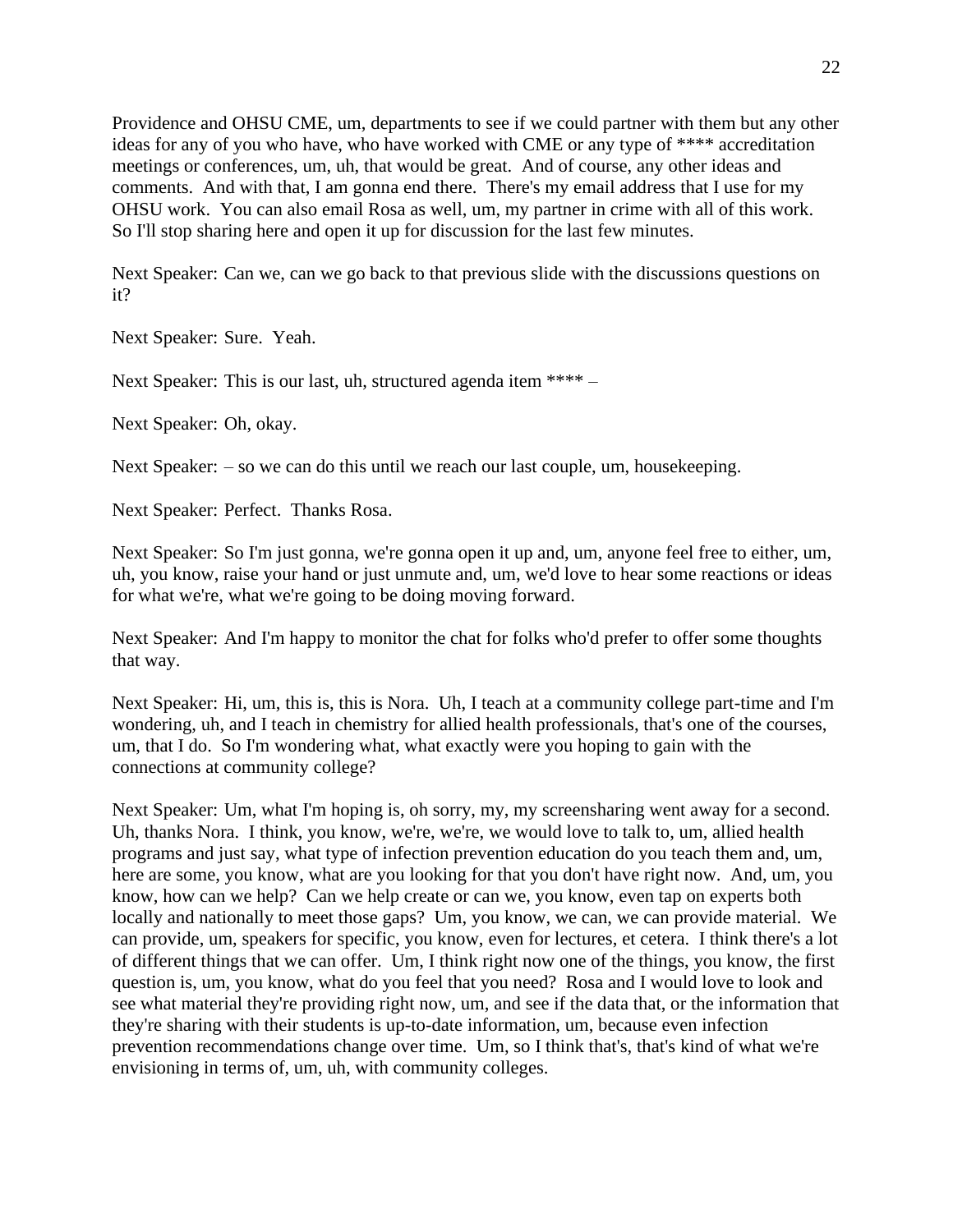Providence and OHSU CME, um, departments to see if we could partner with them but any other ideas for any of you who have, who have worked with CME or any type of **** accreditation meetings or conferences, um, uh, that would be great. And of course, any other ideas and comments. And with that, I am gonna end there. There's my email address that I use for my OHSU work. You can also email Rosa as well, um, my partner in crime with all of this work. So I'll stop sharing here and open it up for discussion for the last few minutes.

Next Speaker: Can we, can we go back to that previous slide with the discussions questions on it?

Next Speaker: Sure. Yeah.

Next Speaker: This is our last, uh, structured agenda item **** –

Next Speaker: Oh, okay.

Next Speaker: – so we can do this until we reach our last couple, um, housekeeping.

Next Speaker: Perfect. Thanks Rosa.

Next Speaker: So I'm just gonna, we're gonna open it up and, um, anyone feel free to either, um, uh, you know, raise your hand or just unmute and, um, we'd love to hear some reactions or ideas for what we're, what we're going to be doing moving forward.

Next Speaker: And I'm happy to monitor the chat for folks who'd prefer to offer some thoughts that way.

Next Speaker: Hi, um, this is, this is Nora. Uh, I teach at a community college part-time and I'm wondering, uh, and I teach in chemistry for allied health professionals, that's one of the courses, um, that I do. So I'm wondering what, what exactly were you hoping to gain with the connections at community college?

Next Speaker: Um, what I'm hoping is, oh sorry, my, my screensharing went away for a second. Uh, thanks Nora. I think, you know, we're, we're, we would love to talk to, um, allied health programs and just say, what type of infection prevention education do you teach them and, um, here are some, you know, what are you looking for that you don't have right now. And, um, you know, how can we help? Can we help create or can we, you know, even tap on experts both locally and nationally to meet those gaps? Um, you know, we can, we can provide material. We can provide, um, speakers for specific, you know, even for lectures, et cetera. I think there's a lot of different things that we can offer. Um, I think right now one of the things, you know, the first question is, um, you know, what do you feel that you need? Rosa and I would love to look and see what material they're providing right now, um, and see if the data that, or the information that they're sharing with their students is up-to-date information, um, because even infection prevention recommendations change over time. Um, so I think that's, that's kind of what we're envisioning in terms of, um, uh, with community colleges.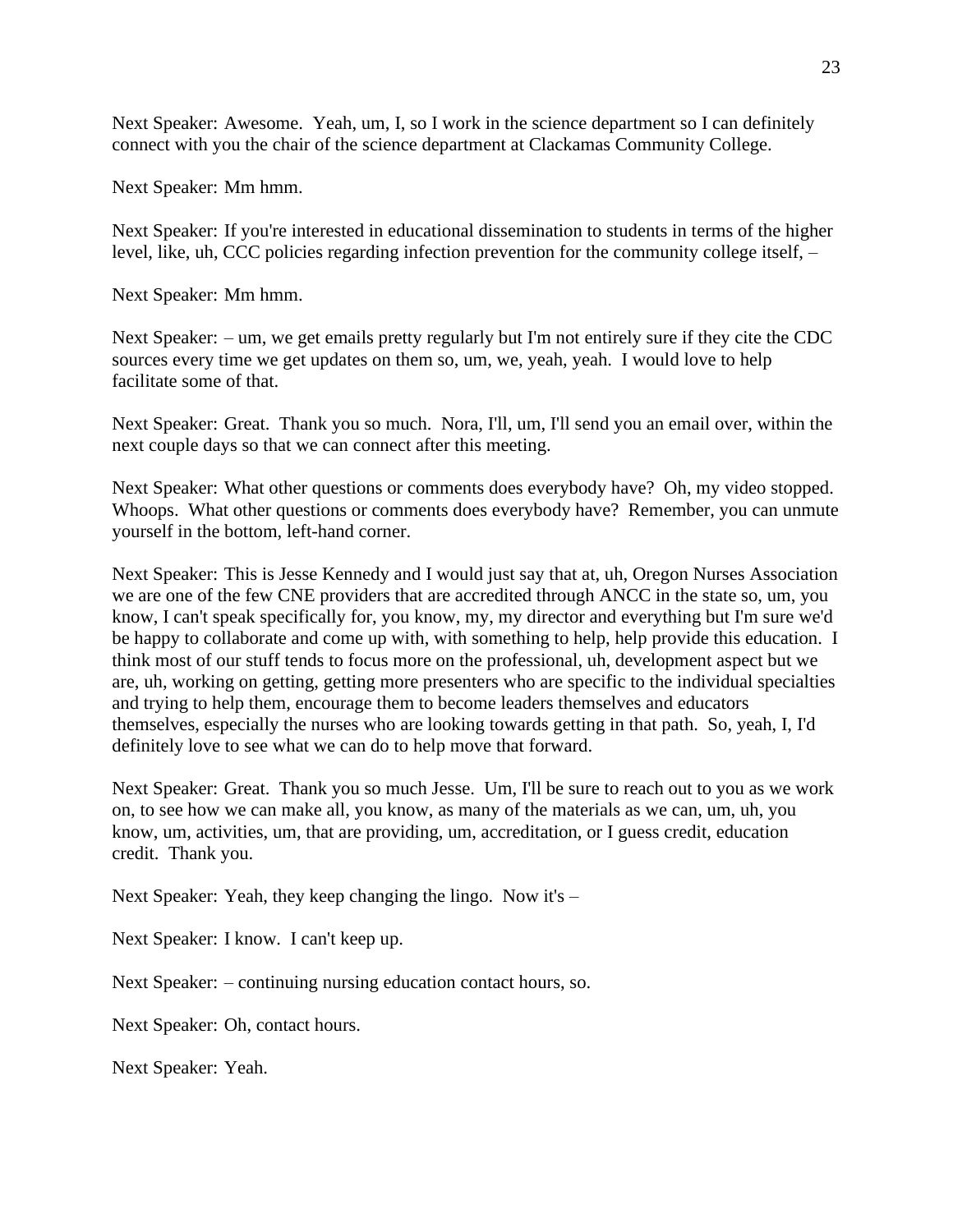Next Speaker: Awesome. Yeah, um, I, so I work in the science department so I can definitely connect with you the chair of the science department at Clackamas Community College.

Next Speaker: Mm hmm.

Next Speaker: If you're interested in educational dissemination to students in terms of the higher level, like, uh, CCC policies regarding infection prevention for the community college itself, –

Next Speaker: Mm hmm.

Next Speaker: – um, we get emails pretty regularly but I'm not entirely sure if they cite the CDC sources every time we get updates on them so, um, we, yeah, yeah. I would love to help facilitate some of that.

Next Speaker: Great. Thank you so much. Nora, I'll, um, I'll send you an email over, within the next couple days so that we can connect after this meeting.

Next Speaker: What other questions or comments does everybody have? Oh, my video stopped. Whoops. What other questions or comments does everybody have? Remember, you can unmute yourself in the bottom, left-hand corner.

Next Speaker: This is Jesse Kennedy and I would just say that at, uh, Oregon Nurses Association we are one of the few CNE providers that are accredited through ANCC in the state so, um, you know, I can't speak specifically for, you know, my, my director and everything but I'm sure we'd be happy to collaborate and come up with, with something to help, help provide this education. I think most of our stuff tends to focus more on the professional, uh, development aspect but we are, uh, working on getting, getting more presenters who are specific to the individual specialties and trying to help them, encourage them to become leaders themselves and educators themselves, especially the nurses who are looking towards getting in that path. So, yeah, I, I'd definitely love to see what we can do to help move that forward.

Next Speaker: Great. Thank you so much Jesse. Um, I'll be sure to reach out to you as we work on, to see how we can make all, you know, as many of the materials as we can, um, uh, you know, um, activities, um, that are providing, um, accreditation, or I guess credit, education credit. Thank you.

Next Speaker: Yeah, they keep changing the lingo. Now it's –

Next Speaker: I know. I can't keep up.

Next Speaker: – continuing nursing education contact hours, so.

Next Speaker: Oh, contact hours.

Next Speaker: Yeah.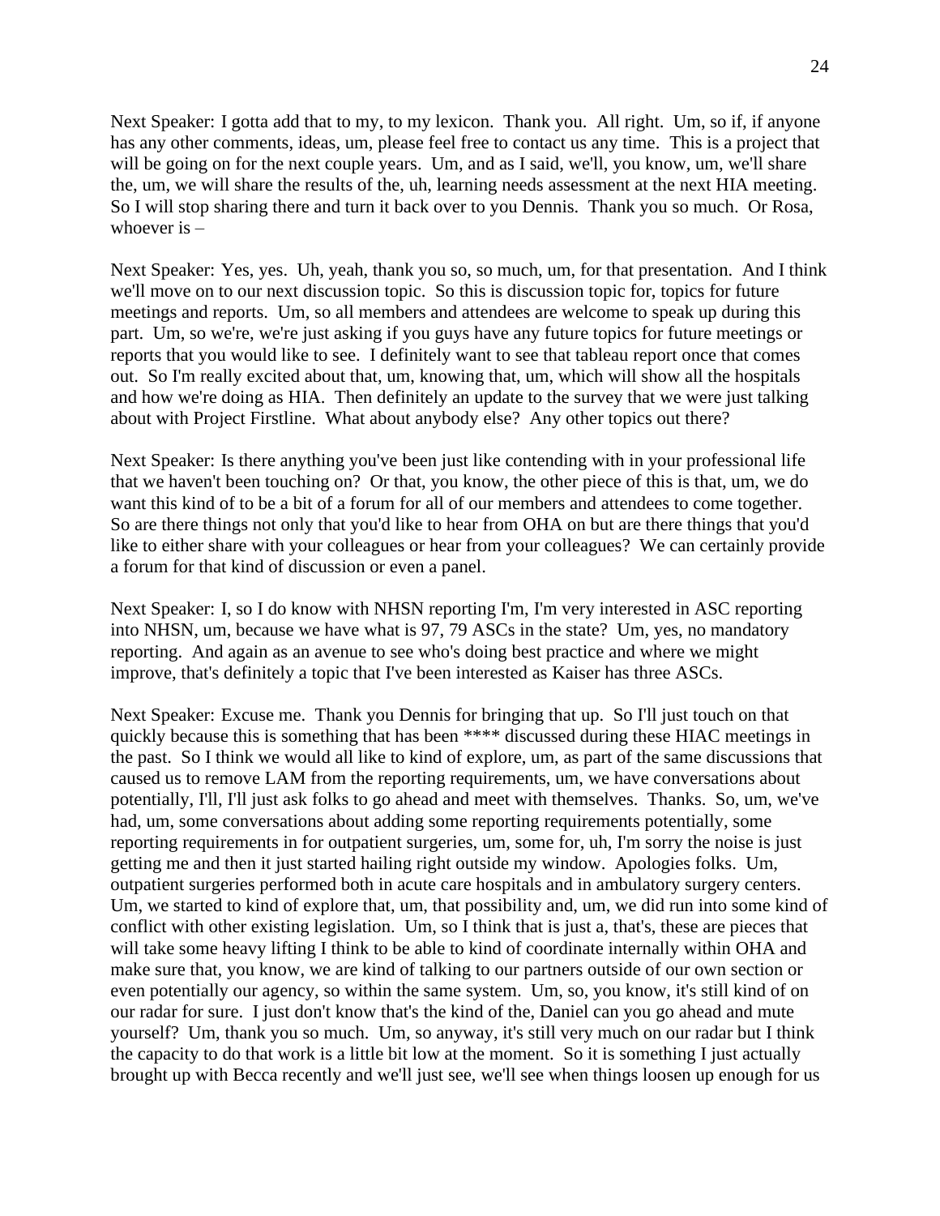Next Speaker: I gotta add that to my, to my lexicon. Thank you. All right. Um, so if, if anyone has any other comments, ideas, um, please feel free to contact us any time. This is a project that will be going on for the next couple years. Um, and as I said, we'll, you know, um, we'll share the, um, we will share the results of the, uh, learning needs assessment at the next HIA meeting. So I will stop sharing there and turn it back over to you Dennis. Thank you so much. Or Rosa, whoever is –

Next Speaker: Yes, yes. Uh, yeah, thank you so, so much, um, for that presentation. And I think we'll move on to our next discussion topic. So this is discussion topic for, topics for future meetings and reports. Um, so all members and attendees are welcome to speak up during this part. Um, so we're, we're just asking if you guys have any future topics for future meetings or reports that you would like to see. I definitely want to see that tableau report once that comes out. So I'm really excited about that, um, knowing that, um, which will show all the hospitals and how we're doing as HIA. Then definitely an update to the survey that we were just talking about with Project Firstline. What about anybody else? Any other topics out there?

Next Speaker: Is there anything you've been just like contending with in your professional life that we haven't been touching on? Or that, you know, the other piece of this is that, um, we do want this kind of to be a bit of a forum for all of our members and attendees to come together. So are there things not only that you'd like to hear from OHA on but are there things that you'd like to either share with your colleagues or hear from your colleagues? We can certainly provide a forum for that kind of discussion or even a panel.

Next Speaker: I, so I do know with NHSN reporting I'm, I'm very interested in ASC reporting into NHSN, um, because we have what is 97, 79 ASCs in the state? Um, yes, no mandatory reporting. And again as an avenue to see who's doing best practice and where we might improve, that's definitely a topic that I've been interested as Kaiser has three ASCs.

Next Speaker: Excuse me. Thank you Dennis for bringing that up. So I'll just touch on that quickly because this is something that has been **** discussed during these HIAC meetings in the past. So I think we would all like to kind of explore, um, as part of the same discussions that caused us to remove LAM from the reporting requirements, um, we have conversations about potentially, I'll, I'll just ask folks to go ahead and meet with themselves. Thanks. So, um, we've had, um, some conversations about adding some reporting requirements potentially, some reporting requirements in for outpatient surgeries, um, some for, uh, I'm sorry the noise is just getting me and then it just started hailing right outside my window. Apologies folks. Um, outpatient surgeries performed both in acute care hospitals and in ambulatory surgery centers. Um, we started to kind of explore that, um, that possibility and, um, we did run into some kind of conflict with other existing legislation. Um, so I think that is just a, that's, these are pieces that will take some heavy lifting I think to be able to kind of coordinate internally within OHA and make sure that, you know, we are kind of talking to our partners outside of our own section or even potentially our agency, so within the same system. Um, so, you know, it's still kind of on our radar for sure. I just don't know that's the kind of the, Daniel can you go ahead and mute yourself? Um, thank you so much. Um, so anyway, it's still very much on our radar but I think the capacity to do that work is a little bit low at the moment. So it is something I just actually brought up with Becca recently and we'll just see, we'll see when things loosen up enough for us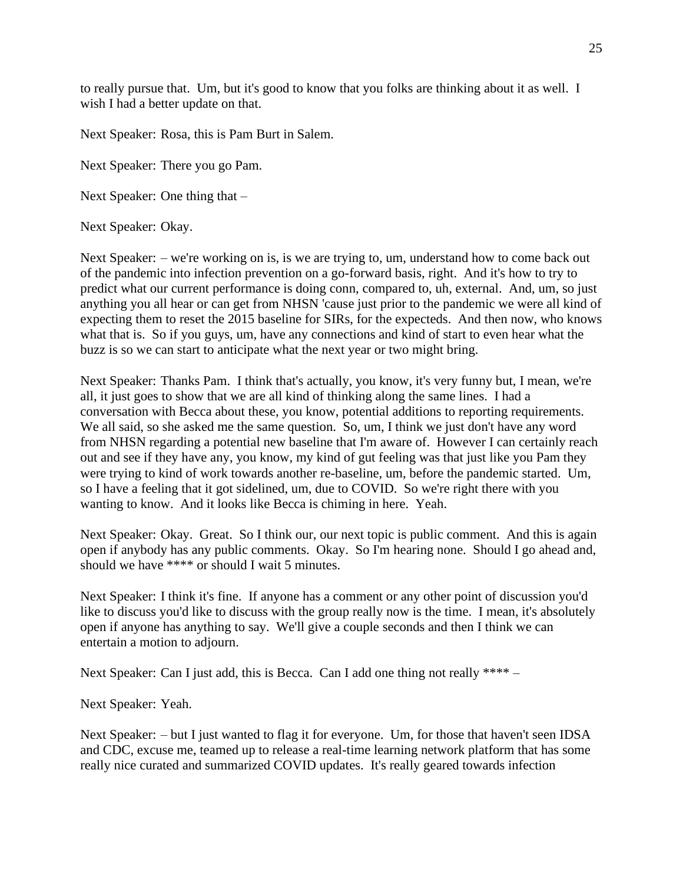to really pursue that. Um, but it's good to know that you folks are thinking about it as well. I wish I had a better update on that.

Next Speaker: Rosa, this is Pam Burt in Salem.

Next Speaker: There you go Pam.

Next Speaker: One thing that –

Next Speaker: Okay.

Next Speaker: – we're working on is, is we are trying to, um, understand how to come back out of the pandemic into infection prevention on a go-forward basis, right. And it's how to try to predict what our current performance is doing conn, compared to, uh, external. And, um, so just anything you all hear or can get from NHSN 'cause just prior to the pandemic we were all kind of expecting them to reset the 2015 baseline for SIRs, for the expecteds. And then now, who knows what that is. So if you guys, um, have any connections and kind of start to even hear what the buzz is so we can start to anticipate what the next year or two might bring.

Next Speaker: Thanks Pam. I think that's actually, you know, it's very funny but, I mean, we're all, it just goes to show that we are all kind of thinking along the same lines. I had a conversation with Becca about these, you know, potential additions to reporting requirements. We all said, so she asked me the same question. So, um, I think we just don't have any word from NHSN regarding a potential new baseline that I'm aware of. However I can certainly reach out and see if they have any, you know, my kind of gut feeling was that just like you Pam they were trying to kind of work towards another re-baseline, um, before the pandemic started. Um, so I have a feeling that it got sidelined, um, due to COVID. So we're right there with you wanting to know. And it looks like Becca is chiming in here. Yeah.

Next Speaker: Okay. Great. So I think our, our next topic is public comment. And this is again open if anybody has any public comments. Okay. So I'm hearing none. Should I go ahead and, should we have **** or should I wait 5 minutes.

Next Speaker: I think it's fine. If anyone has a comment or any other point of discussion you'd like to discuss you'd like to discuss with the group really now is the time. I mean, it's absolutely open if anyone has anything to say. We'll give a couple seconds and then I think we can entertain a motion to adjourn.

Next Speaker: Can I just add, this is Becca. Can I add one thing not really **** –

Next Speaker: Yeah.

Next Speaker: – but I just wanted to flag it for everyone. Um, for those that haven't seen IDSA and CDC, excuse me, teamed up to release a real-time learning network platform that has some really nice curated and summarized COVID updates. It's really geared towards infection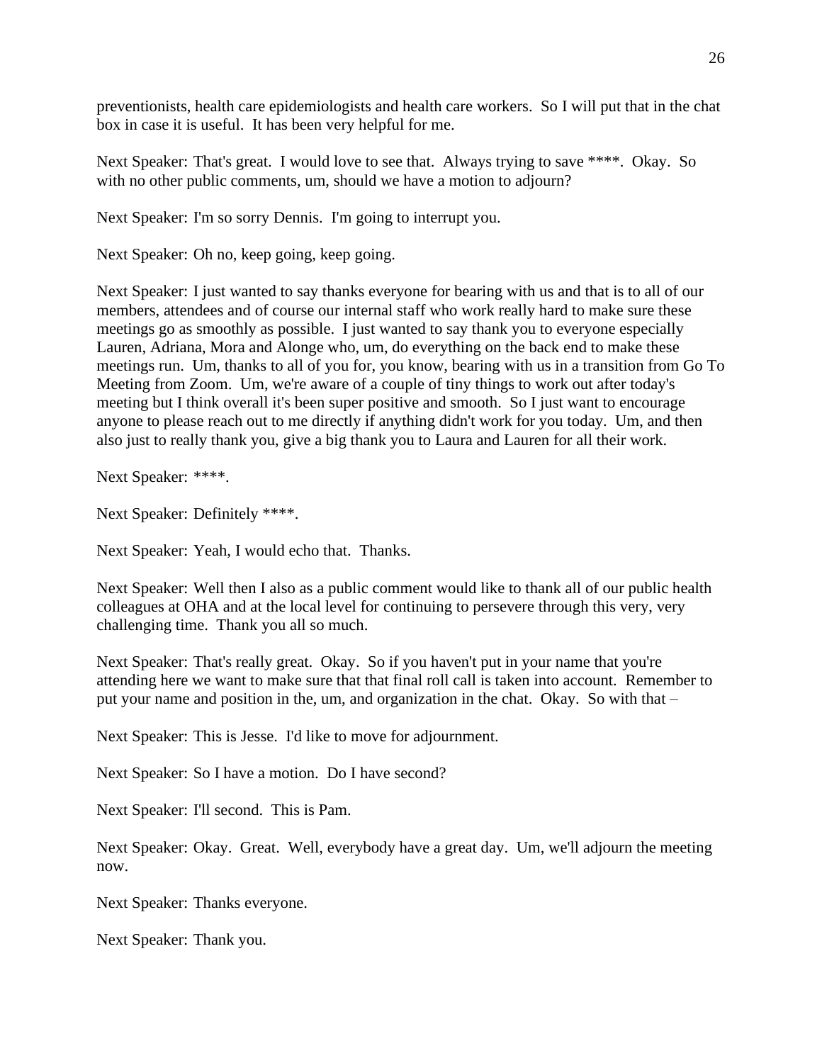preventionists, health care epidemiologists and health care workers. So I will put that in the chat box in case it is useful. It has been very helpful for me.

Next Speaker: That's great. I would love to see that. Always trying to save ****. Okay. So with no other public comments, um, should we have a motion to adjourn?

Next Speaker: I'm so sorry Dennis. I'm going to interrupt you.

Next Speaker: Oh no, keep going, keep going.

Next Speaker: I just wanted to say thanks everyone for bearing with us and that is to all of our members, attendees and of course our internal staff who work really hard to make sure these meetings go as smoothly as possible. I just wanted to say thank you to everyone especially Lauren, Adriana, Mora and Alonge who, um, do everything on the back end to make these meetings run. Um, thanks to all of you for, you know, bearing with us in a transition from Go To Meeting from Zoom. Um, we're aware of a couple of tiny things to work out after today's meeting but I think overall it's been super positive and smooth. So I just want to encourage anyone to please reach out to me directly if anything didn't work for you today. Um, and then also just to really thank you, give a big thank you to Laura and Lauren for all their work.

Next Speaker: ****.

Next Speaker: Definitely ****.

Next Speaker: Yeah, I would echo that. Thanks.

Next Speaker: Well then I also as a public comment would like to thank all of our public health colleagues at OHA and at the local level for continuing to persevere through this very, very challenging time. Thank you all so much.

Next Speaker: That's really great. Okay. So if you haven't put in your name that you're attending here we want to make sure that that final roll call is taken into account. Remember to put your name and position in the, um, and organization in the chat. Okay. So with that –

Next Speaker: This is Jesse. I'd like to move for adjournment.

Next Speaker: So I have a motion. Do I have second?

Next Speaker: I'll second. This is Pam.

Next Speaker: Okay. Great. Well, everybody have a great day. Um, we'll adjourn the meeting now.

Next Speaker: Thanks everyone.

Next Speaker: Thank you.